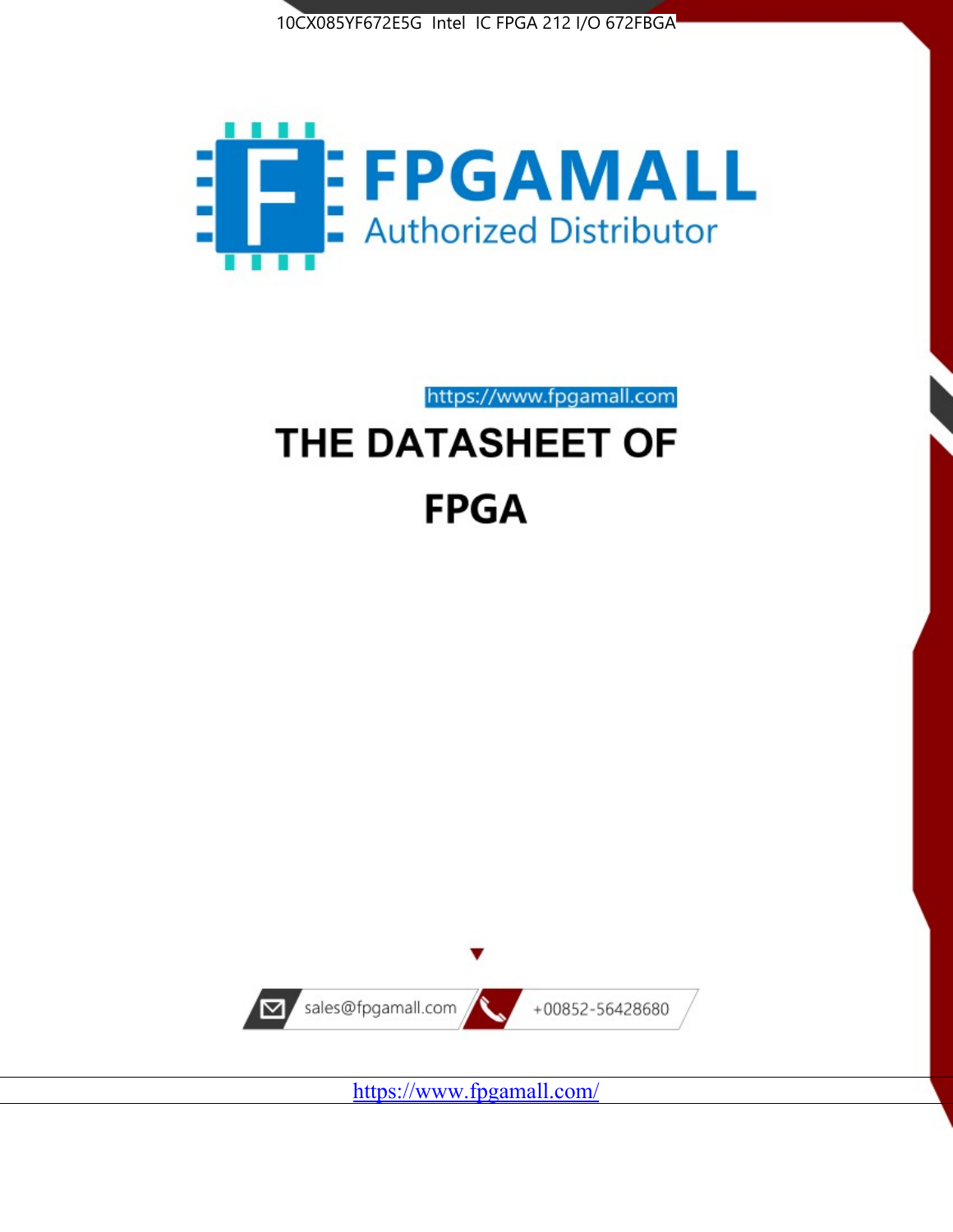10CX085YF672E5G Intel IC FPGA 212 I/O 672FBGA

FPGAMALL

Authorized Distributor

https://www.fpgamall.com

# THE DATASHEET OF

# FPGA

sales@fpgamall.com

+00852-56428680

https://www.fpgamall.com/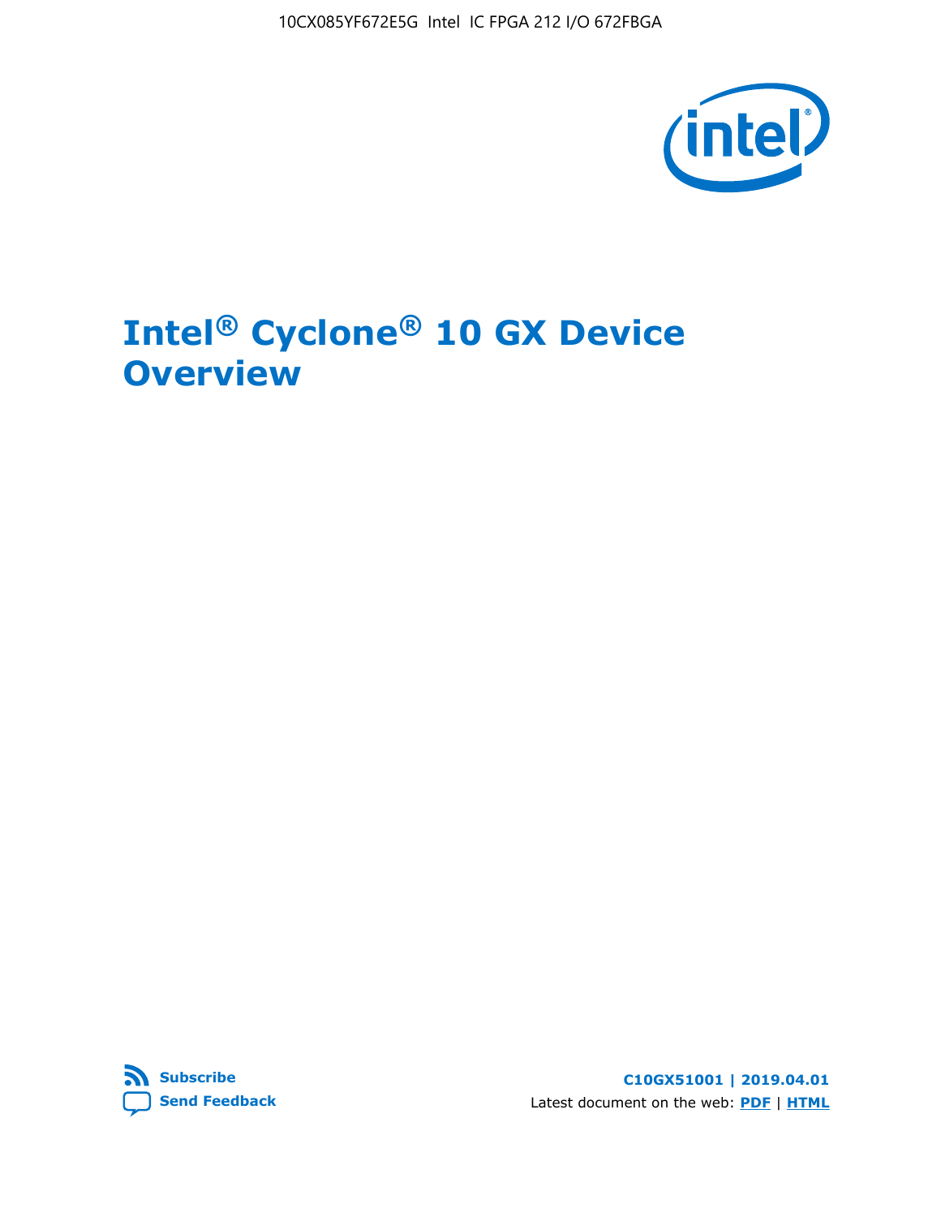# Intel® Cyclone® 10 GX Device Overview

C10GX51001 | 2019.04.01

Latest document on the web: **PDF** | **HTML**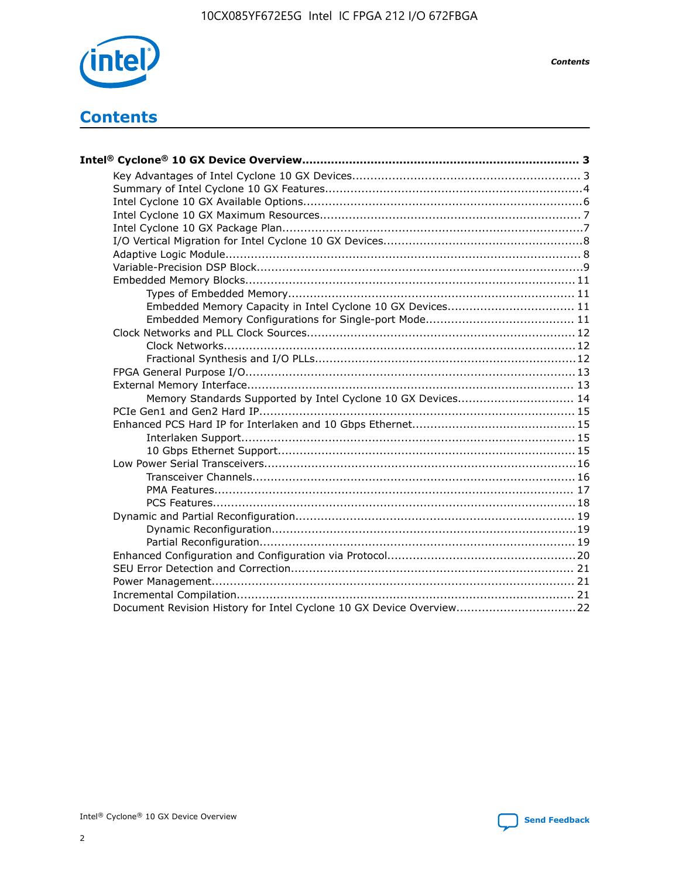# Contents

**Intel® Cyclone® 10 GX Device Overview....................................................................... 3**

- Key Advantages of Intel Cyclone 10 GX Devices........................................................... 3
- Summary of Intel Cyclone 10 GX Features....................................................................4
- Intel Cyclone 10 GX Available Options..........................................................................6
- Intel Cyclone 10 GX Maximum Resources..................................................................... 7
- Intel Cyclone 10 GX Package Plan................................................................................7
- I/O Vertical Migration for Intel Cyclone 10 GX Devices...................................................8
- Adaptive Logic Module.............................................................................................. 8
- Variable-Precision DSP Block......................................................................................9
- Embedded Memory Blocks....................................................................................... 11
  - Types of Embedded Memory............................................................................ 11
  - Embedded Memory Capacity in Intel Cyclone 10 GX Devices.................................. 11
  - Embedded Memory Configurations for Single-port Mode........................................ 11
- Clock Networks and PLL Clock Sources......................................................................12
  - Clock Networks..............................................................................................12
  - Fractional Synthesis and I/O PLLs.....................................................................12
- FPGA General Purpose I/O.......................................................................................13
- External Memory Interface...................................................................................... 13
  - Memory Standards Supported by Intel Cyclone 10 GX Devices............................... 14
- PCIe Gen1 and Gen2 Hard IP.................................................................................... 15
- Enhanced PCS Hard IP for Interlaken and 10 Gbps Ethernet......................................... 15
  - Interlaken Support......................................................................................... 15
  - 10 Gbps Ethernet Support............................................................................... 15
- Low Power Serial Transceivers..................................................................................16
  - Transceiver Channels...................................................................................... 16
  - PMA Features................................................................................................. 17
  - PCS Features..................................................................................................18
- Dynamic and Partial Reconfiguration......................................................................... 19
  - Dynamic Reconfiguration.................................................................................19
  - Partial Reconfiguration.................................................................................... 19
- Enhanced Configuration and Configuration via Protocol................................................20
- SEU Error Detection and Correction.......................................................................... 21
- Power Management................................................................................................ 21
- Incremental Compilation.......................................................................................... 21
- Document Revision History for Intel Cyclone 10 GX Device Overview...............................22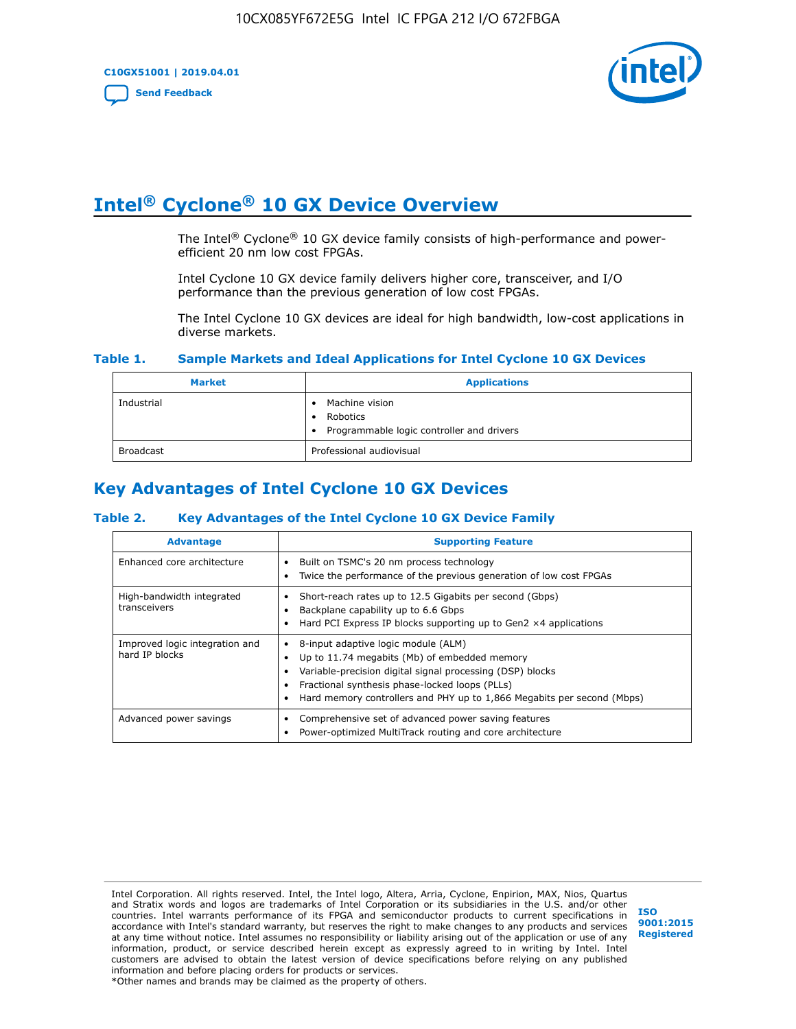# Intel® Cyclone® 10 GX Device Overview

The Intel® Cyclone® 10 GX device family consists of high-performance and power-efficient 20 nm low cost FPGAs.

Intel Cyclone 10 GX device family delivers higher core, transceiver, and I/O performance than the previous generation of low cost FPGAs.

The Intel Cyclone 10 GX devices are ideal for high bandwidth, low-cost applications in diverse markets.

**Table 1. Sample Markets and Ideal Applications for Intel Cyclone 10 GX Devices**

| Market | Applications |
| --- | --- |
| Industrial | • Machine vision<br>• Robotics<br>• Programmable logic controller and drivers |
| Broadcast | Professional audiovisual |

## Key Advantages of Intel Cyclone 10 GX Devices

**Table 2. Key Advantages of the Intel Cyclone 10 GX Device Family**

| Advantage | Supporting Feature |
| --- | --- |
| Enhanced core architecture | • Built on TSMC's 20 nm process technology<br>• Twice the performance of the previous generation of low cost FPGAs |
| High-bandwidth integrated transceivers | • Short-reach rates up to 12.5 Gigabits per second (Gbps)<br>• Backplane capability up to 6.6 Gbps<br>• Hard PCI Express IP blocks supporting up to Gen2 ×4 applications |
| Improved logic integration and hard IP blocks | • 8-input adaptive logic module (ALM)<br>• Up to 11.74 megabits (Mb) of embedded memory<br>• Variable-precision digital signal processing (DSP) blocks<br>• Fractional synthesis phase-locked loops (PLLs)<br>• Hard memory controllers and PHY up to 1,866 Megabits per second (Mbps) |
| Advanced power savings | • Comprehensive set of advanced power saving features<br>• Power-optimized MultiTrack routing and core architecture |

Intel Corporation. All rights reserved. Intel, the Intel logo, Altera, Arria, Cyclone, Enpirion, MAX, Nios, Quartus and Stratix words and logos are trademarks of Intel Corporation or its subsidiaries in the U.S. and/or other countries. Intel warrants performance of its FPGA and semiconductor products to current specifications in accordance with Intel's standard warranty, but reserves the right to make changes to any products and services at any time without notice. Intel assumes no responsibility or liability arising out of the application or use of any information, product, or service described herein except as expressly agreed to in writing by Intel. Intel customers are advised to obtain the latest version of device specifications before relying on any published information and before placing orders for products or services.
*Other names and brands may be claimed as the property of others.

ISO 9001:2015 Registered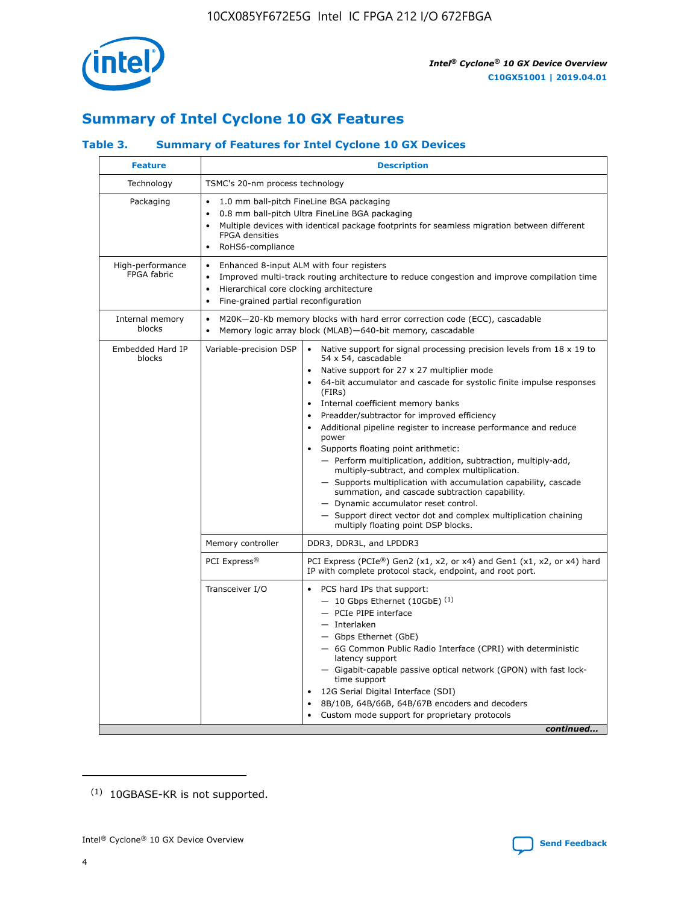## Summary of Intel Cyclone 10 GX Features

### Table 3. Summary of Features for Intel Cyclone 10 GX Devices

| Feature | Description | |
|---|---|---|
| Technology | TSMC's 20-nm process technology | |
| Packaging | • 1.0 mm ball-pitch FineLine BGA packaging<br>• 0.8 mm ball-pitch Ultra FineLine BGA packaging<br>• Multiple devices with identical package footprints for seamless migration between different FPGA densities<br>• RoHS6-compliance | |
| High-performance FPGA fabric | • Enhanced 8-input ALM with four registers<br>• Improved multi-track routing architecture to reduce congestion and improve compilation time<br>• Hierarchical core clocking architecture<br>• Fine-grained partial reconfiguration | |
| Internal memory blocks | • M20K—20-Kb memory blocks with hard error correction code (ECC), cascadable<br>• Memory logic array block (MLAB)—640-bit memory, cascadable | |
| Embedded Hard IP blocks | Variable-precision DSP | • Native support for signal processing precision levels from 18 x 19 to 54 x 54, cascadable<br>• Native support for 27 x 27 multiplier mode<br>• 64-bit accumulator and cascade for systolic finite impulse responses (FIRs)<br>• Internal coefficient memory banks<br>• Preadder/subtractor for improved efficiency<br>• Additional pipeline register to increase performance and reduce power<br>• Supports floating point arithmetic:<br>— Perform multiplication, addition, subtraction, multiply-add, multiply-subtract, and complex multiplication.<br>— Supports multiplication with accumulation capability, cascade summation, and cascade subtraction capability.<br>— Dynamic accumulator reset control.<br>— Support direct vector dot and complex multiplication chaining multiply floating point DSP blocks. |
| | Memory controller | DDR3, DDR3L, and LPDDR3 |
| | PCI Express® | PCI Express (PCIe®) Gen2 (x1, x2, or x4) and Gen1 (x1, x2, or x4) hard IP with complete protocol stack, endpoint, and root port. |
| | Transceiver I/O | • PCS hard IPs that support:<br>— 10 Gbps Ethernet (10GbE) [(1)]<br>— PCIe PIPE interface<br>— Interlaken<br>— Gbps Ethernet (GbE)<br>— 6G Common Public Radio Interface (CPRI) with deterministic latency support<br>— Gigabit-capable passive optical network (GPON) with fast lock-time support<br>• 12G Serial Digital Interface (SDI)<br>• 8B/10B, 64B/66B, 64B/67B encoders and decoders<br>• Custom mode support for proprietary protocols |

*continued...*

(1) 10GBASE-KR is not supported.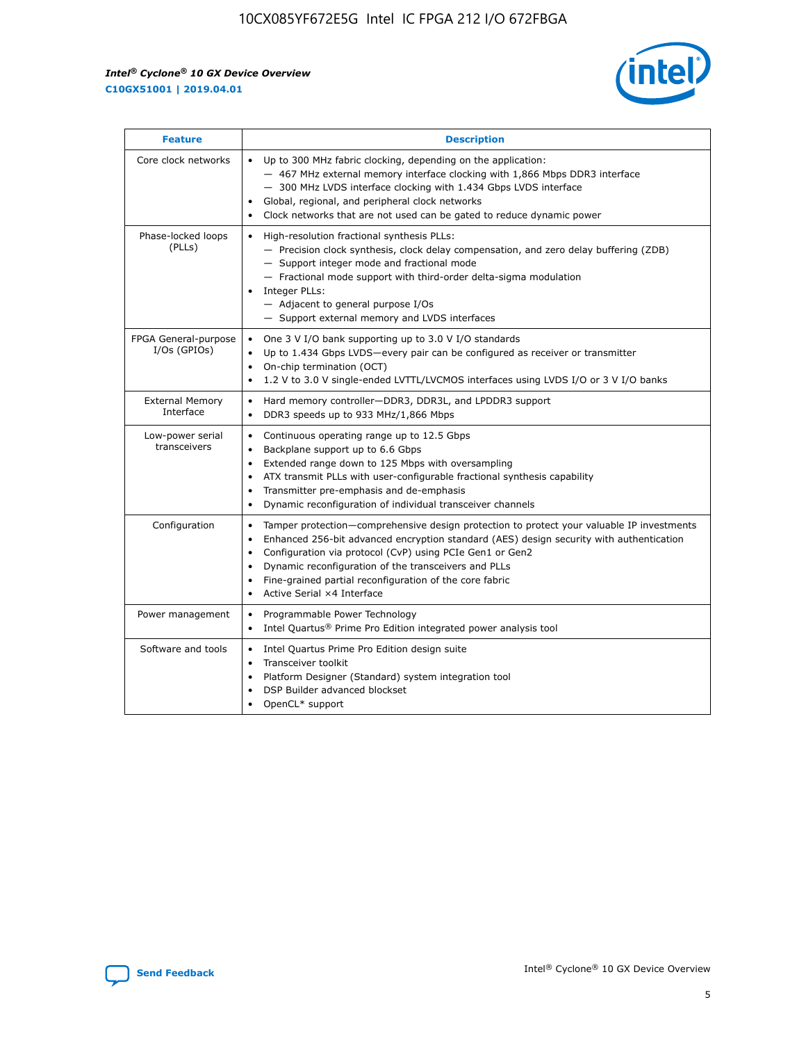| Feature | Description |
| --- | --- |
| Core clock networks | • Up to 300 MHz fabric clocking, depending on the application:<br>— 467 MHz external memory interface clocking with 1,866 Mbps DDR3 interface<br>— 300 MHz LVDS interface clocking with 1.434 Gbps LVDS interface<br>• Global, regional, and peripheral clock networks<br>• Clock networks that are not used can be gated to reduce dynamic power |
| Phase-locked loops (PLLs) | • High-resolution fractional synthesis PLLs:<br>— Precision clock synthesis, clock delay compensation, and zero delay buffering (ZDB)<br>— Support integer mode and fractional mode<br>— Fractional mode support with third-order delta-sigma modulation<br>• Integer PLLs:<br>— Adjacent to general purpose I/Os<br>— Support external memory and LVDS interfaces |
| FPGA General-purpose I/Os (GPIOs) | • One 3 V I/O bank supporting up to 3.0 V I/O standards<br>• Up to 1.434 Gbps LVDS—every pair can be configured as receiver or transmitter<br>• On-chip termination (OCT)<br>• 1.2 V to 3.0 V single-ended LVTTL/LVCMOS interfaces using LVDS I/O or 3 V I/O banks |
| External Memory Interface | • Hard memory controller—DDR3, DDR3L, and LPDDR3 support<br>• DDR3 speeds up to 933 MHz/1,866 Mbps |
| Low-power serial transceivers | • Continuous operating range up to 12.5 Gbps<br>• Backplane support up to 6.6 Gbps<br>• Extended range down to 125 Mbps with oversampling<br>• ATX transmit PLLs with user-configurable fractional synthesis capability<br>• Transmitter pre-emphasis and de-emphasis<br>• Dynamic reconfiguration of individual transceiver channels |
| Configuration | • Tamper protection—comprehensive design protection to protect your valuable IP investments<br>• Enhanced 256-bit advanced encryption standard (AES) design security with authentication<br>• Configuration via protocol (CvP) using PCIe Gen1 or Gen2<br>• Dynamic reconfiguration of the transceivers and PLLs<br>• Fine-grained partial reconfiguration of the core fabric<br>• Active Serial ×4 Interface |
| Power management | • Programmable Power Technology<br>• Intel Quartus® Prime Pro Edition integrated power analysis tool |
| Software and tools | • Intel Quartus Prime Pro Edition design suite<br>• Transceiver toolkit<br>• Platform Designer (Standard) system integration tool<br>• DSP Builder advanced blockset<br>• OpenCL* support |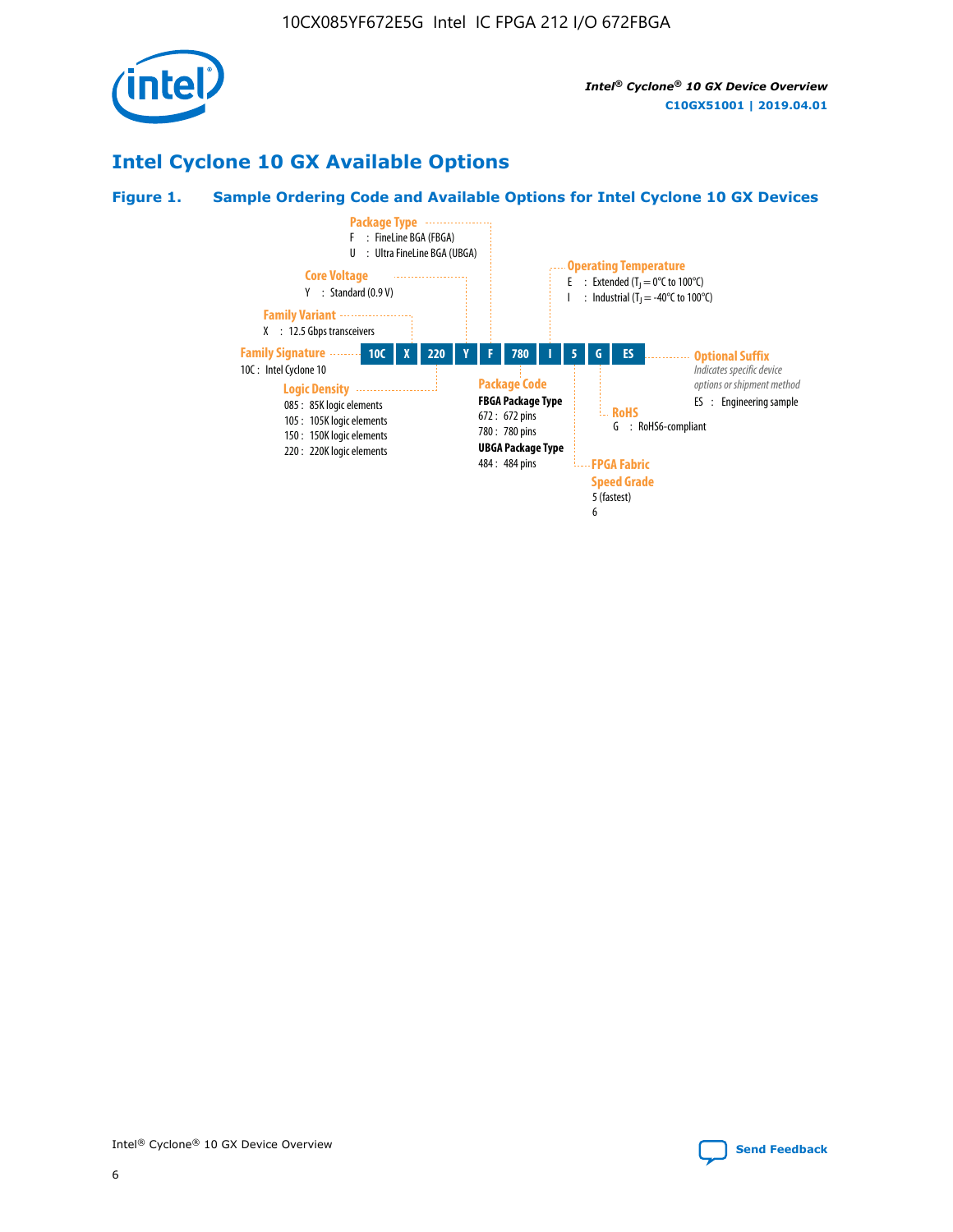# Intel Cyclone 10 GX Available Options

**Figure 1. Sample Ordering Code and Available Options for Intel Cyclone 10 GX Devices**

| 10C | X | 220 | Y | F | 780 | I | 5 | G | ES |
|---|---|---|---|---|---|---|---|---|---|

**Family Signature**
- 10C : Intel Cyclone 10

**Family Variant**
- X : 12.5 Gbps transceivers

**Logic Density**
- 085 : 85K logic elements
- 105 : 105K logic elements
- 150 : 150K logic elements
- 220 : 220K logic elements

**Core Voltage**
- Y : Standard (0.9 V)

**Package Type**
- F : FineLine BGA (FBGA)
- U : Ultra FineLine BGA (UBGA)

**Package Code**

FBGA Package Type
- 672 : 672 pins
- 780 : 780 pins

UBGA Package Type
- 484 : 484 pins

**Operating Temperature**
- E : Extended ($T_J$ = 0°C to 100°C)
- I : Industrial ($T_J$ = -40°C to 100°C)

**FPGA Fabric Speed Grade**
- 5 (fastest)
- 6

**RoHS**
- G : RoHS6-compliant

**Optional Suffix**

*Indicates specific device options or shipment method*
- ES : Engineering sample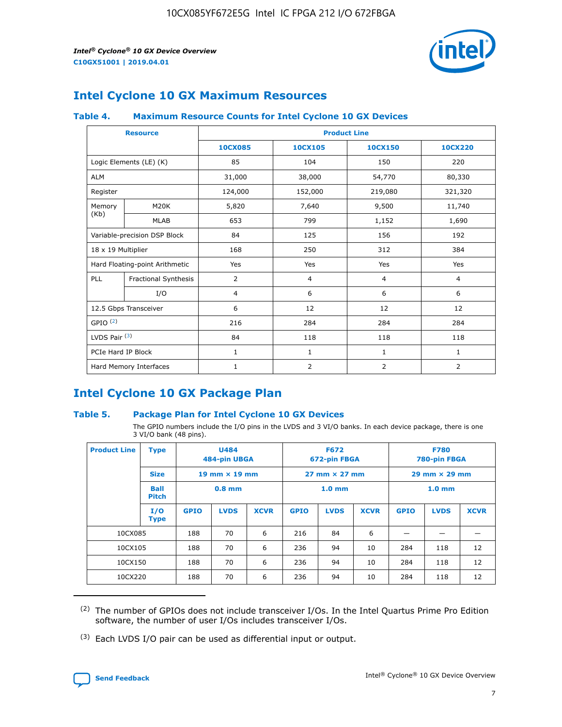# Intel Cyclone 10 GX Maximum Resources

### Table 4. Maximum Resource Counts for Intel Cyclone 10 GX Devices

| Resource | | Product Line | | | |
|---|---|---|---|---|---|
| | | 10CX085 | 10CX105 | 10CX150 | 10CX220 |
| Logic Elements (LE) (K) | | 85 | 104 | 150 | 220 |
| ALM | | 31,000 | 38,000 | 54,770 | 80,330 |
| Register | | 124,000 | 152,000 | 219,080 | 321,320 |
| Memory (Kb) | M20K | 5,820 | 7,640 | 9,500 | 11,740 |
| | MLAB | 653 | 799 | 1,152 | 1,690 |
| Variable-precision DSP Block | | 84 | 125 | 156 | 192 |
| 18 x 19 Multiplier | | 168 | 250 | 312 | 384 |
| Hard Floating-point Arithmetic | | Yes | Yes | Yes | Yes |
| PLL | Fractional Synthesis | 2 | 4 | 4 | 4 |
| | I/O | 4 | 6 | 6 | 6 |
| 12.5 Gbps Transceiver | | 6 | 12 | 12 | 12 |
| GPIO [(2)] | | 216 | 284 | 284 | 284 |
| LVDS Pair [(3)] | | 84 | 118 | 118 | 118 |
| PCIe Hard IP Block | | 1 | 1 | 1 | 1 |
| Hard Memory Interfaces | | 1 | 2 | 2 | 2 |

# Intel Cyclone 10 GX Package Plan

### Table 5. Package Plan for Intel Cyclone 10 GX Devices

The GPIO numbers include the I/O pins in the LVDS and 3 VI/O banks. In each device package, there is one 3 VI/O bank (48 pins).

| Product Line | Type | U484 484-pin UBGA | | | F672 672-pin FBGA | | | F780 780-pin FBGA | | |
|---|---|---|---|---|---|---|---|---|---|---|
| | Size | 19 mm × 19 mm | | | 27 mm × 27 mm | | | 29 mm × 29 mm | | |
| | Ball Pitch | 0.8 mm | | | 1.0 mm | | | 1.0 mm | | |
| | I/O Type | GPIO | LVDS | XCVR | GPIO | LVDS | XCVR | GPIO | LVDS | XCVR |
| 10CX085 | | 188 | 70 | 6 | 216 | 84 | 6 | — | — | — |
| 10CX105 | | 188 | 70 | 6 | 236 | 94 | 10 | 284 | 118 | 12 |
| 10CX150 | | 188 | 70 | 6 | 236 | 94 | 10 | 284 | 118 | 12 |
| 10CX220 | | 188 | 70 | 6 | 236 | 94 | 10 | 284 | 118 | 12 |

(2) The number of GPIOs does not include transceiver I/Os. In the Intel Quartus Prime Pro Edition software, the number of user I/Os includes transceiver I/Os.

(3) Each LVDS I/O pair can be used as differential input or output.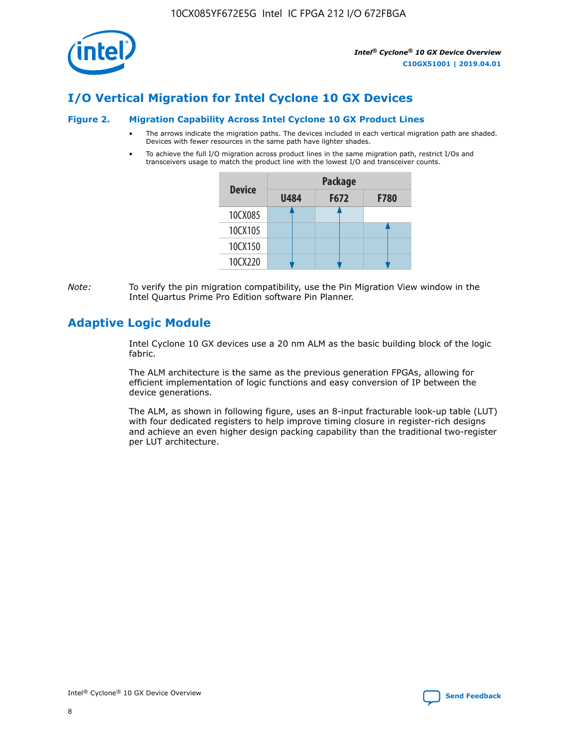# I/O Vertical Migration for Intel Cyclone 10 GX Devices

### Figure 2. Migration Capability Across Intel Cyclone 10 GX Product Lines

- The arrows indicate the migration paths. The devices included in each vertical migration path are shaded. Devices with fewer resources in the same path have lighter shades.
- To achieve the full I/O migration across product lines in the same migration path, restrict I/Os and transceivers usage to match the product line with the lowest I/O and transceiver counts.

| Device | Package | | |
|---|---|---|---|
| | U484 | F672 | F780 |
| 10CX085 | ↑ | ↑ | |
| 10CX105 | │ | │ | ↑ |
| 10CX150 | │ | │ | │ |
| 10CX220 | ↓ | ↓ | ↓ |

*Note:* To verify the pin migration compatibility, use the Pin Migration View window in the Intel Quartus Prime Pro Edition software Pin Planner.

# Adaptive Logic Module

Intel Cyclone 10 GX devices use a 20 nm ALM as the basic building block of the logic fabric.

The ALM architecture is the same as the previous generation FPGAs, allowing for efficient implementation of logic functions and easy conversion of IP between the device generations.

The ALM, as shown in following figure, uses an 8-input fracturable look-up table (LUT) with four dedicated registers to help improve timing closure in register-rich designs and achieve an even higher design packing capability than the traditional two-register per LUT architecture.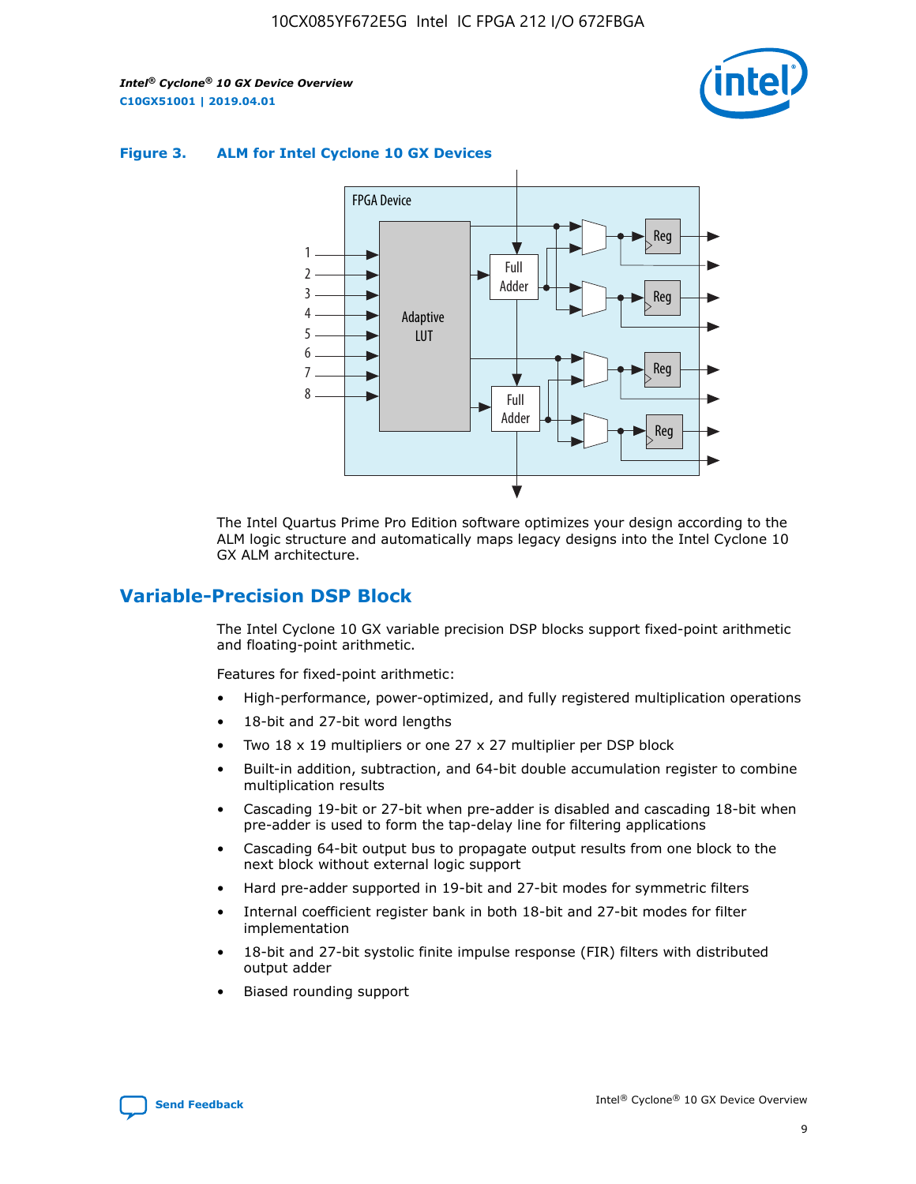**Figure 3. ALM for Intel Cyclone 10 GX Devices**

The Intel Quartus Prime Pro Edition software optimizes your design according to the ALM logic structure and automatically maps legacy designs into the Intel Cyclone 10 GX ALM architecture.

## Variable-Precision DSP Block

The Intel Cyclone 10 GX variable precision DSP blocks support fixed-point arithmetic and floating-point arithmetic.

Features for fixed-point arithmetic:

- High-performance, power-optimized, and fully registered multiplication operations
- 18-bit and 27-bit word lengths
- Two 18 x 19 multipliers or one 27 x 27 multiplier per DSP block
- Built-in addition, subtraction, and 64-bit double accumulation register to combine multiplication results
- Cascading 19-bit or 27-bit when pre-adder is disabled and cascading 18-bit when pre-adder is used to form the tap-delay line for filtering applications
- Cascading 64-bit output bus to propagate output results from one block to the next block without external logic support
- Hard pre-adder supported in 19-bit and 27-bit modes for symmetric filters
- Internal coefficient register bank in both 18-bit and 27-bit modes for filter implementation
- 18-bit and 27-bit systolic finite impulse response (FIR) filters with distributed output adder
- Biased rounding support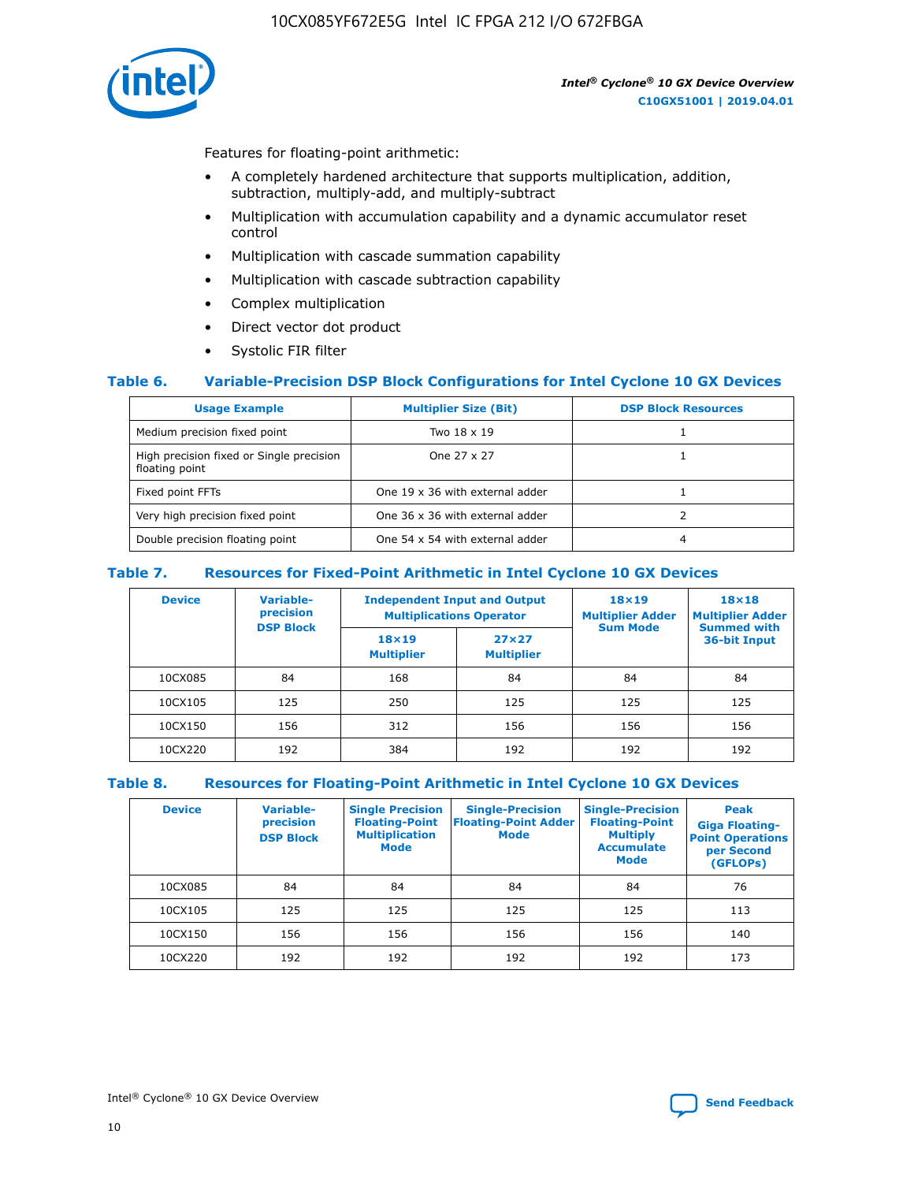Features for floating-point arithmetic:

- A completely hardened architecture that supports multiplication, addition, subtraction, multiply-add, and multiply-subtract
- Multiplication with accumulation capability and a dynamic accumulator reset control
- Multiplication with cascade summation capability
- Multiplication with cascade subtraction capability
- Complex multiplication
- Direct vector dot product
- Systolic FIR filter

## Table 6. Variable-Precision DSP Block Configurations for Intel Cyclone 10 GX Devices

| Usage Example | Multiplier Size (Bit) | DSP Block Resources |
|---|---|---|
| Medium precision fixed point | Two 18 x 19 | 1 |
| High precision fixed or Single precision floating point | One 27 x 27 | 1 |
| Fixed point FFTs | One 19 x 36 with external adder | 1 |
| Very high precision fixed point | One 36 x 36 with external adder | 2 |
| Double precision floating point | One 54 x 54 with external adder | 4 |

## Table 7. Resources for Fixed-Point Arithmetic in Intel Cyclone 10 GX Devices

| Device | Variable-precision DSP Block | Independent Input and Output Multiplications Operator | | 18×19 Multiplier Adder Sum Mode | 18×18 Multiplier Adder Summed with 36-bit Input |
|---|---|---|---|---|---|
| | | 18×19 Multiplier | 27×27 Multiplier | | |
| 10CX085 | 84 | 168 | 84 | 84 | 84 |
| 10CX105 | 125 | 250 | 125 | 125 | 125 |
| 10CX150 | 156 | 312 | 156 | 156 | 156 |
| 10CX220 | 192 | 384 | 192 | 192 | 192 |

## Table 8. Resources for Floating-Point Arithmetic in Intel Cyclone 10 GX Devices

| Device | Variable-precision DSP Block | Single Precision Floating-Point Multiplication Mode | Single-Precision Floating-Point Adder Mode | Single-Precision Floating-Point Multiply Accumulate Mode | Peak Giga Floating-Point Operations per Second (GFLOPs) |
|---|---|---|---|---|---|
| 10CX085 | 84 | 84 | 84 | 84 | 76 |
| 10CX105 | 125 | 125 | 125 | 125 | 113 |
| 10CX150 | 156 | 156 | 156 | 156 | 140 |
| 10CX220 | 192 | 192 | 192 | 192 | 173 |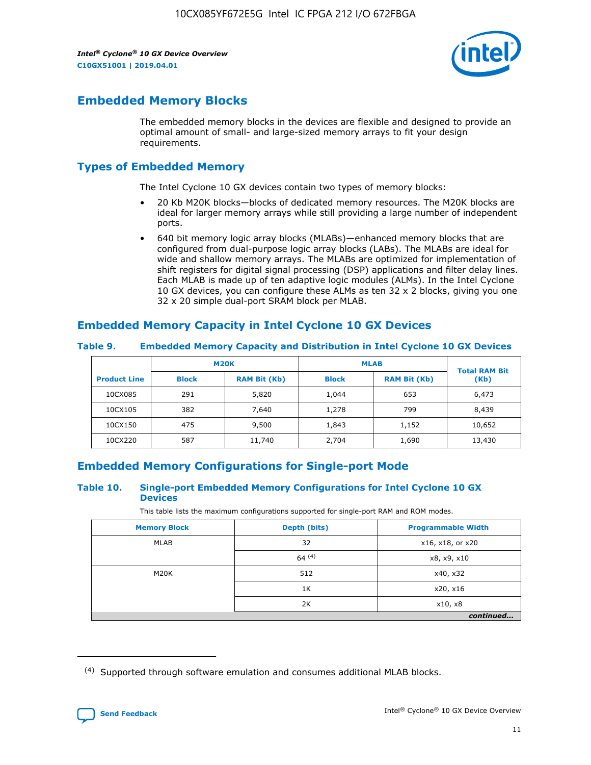## Embedded Memory Blocks

The embedded memory blocks in the devices are flexible and designed to provide an optimal amount of small- and large-sized memory arrays to fit your design requirements.

### Types of Embedded Memory

The Intel Cyclone 10 GX devices contain two types of memory blocks:

- 20 Kb M20K blocks—blocks of dedicated memory resources. The M20K blocks are ideal for larger memory arrays while still providing a large number of independent ports.
- 640 bit memory logic array blocks (MLABs)—enhanced memory blocks that are configured from dual-purpose logic array blocks (LABs). The MLABs are ideal for wide and shallow memory arrays. The MLABs are optimized for implementation of shift registers for digital signal processing (DSP) applications and filter delay lines. Each MLAB is made up of ten adaptive logic modules (ALMs). In the Intel Cyclone 10 GX devices, you can configure these ALMs as ten 32 x 2 blocks, giving you one 32 x 20 simple dual-port SRAM block per MLAB.

### Embedded Memory Capacity in Intel Cyclone 10 GX Devices

**Table 9. Embedded Memory Capacity and Distribution in Intel Cyclone 10 GX Devices**

| Product Line | M20K | | MLAB | | Total RAM Bit (Kb) |
|---|---|---|---|---|---|
| | Block | RAM Bit (Kb) | Block | RAM Bit (Kb) | |
| 10CX085 | 291 | 5,820 | 1,044 | 653 | 6,473 |
| 10CX105 | 382 | 7,640 | 1,278 | 799 | 8,439 |
| 10CX150 | 475 | 9,500 | 1,843 | 1,152 | 10,652 |
| 10CX220 | 587 | 11,740 | 2,704 | 1,690 | 13,430 |

### Embedded Memory Configurations for Single-port Mode

**Table 10. Single-port Embedded Memory Configurations for Intel Cyclone 10 GX Devices**

This table lists the maximum configurations supported for single-port RAM and ROM modes.

| Memory Block | Depth (bits) | Programmable Width |
|---|---|---|
| MLAB | 32 | x16, x18, or x20 |
| | 64 (4) | x8, x9, x10 |
| M20K | 512 | x40, x32 |
| | 1K | x20, x16 |
| | 2K | x10, x8 |

*continued...*

(4) Supported through software emulation and consumes additional MLAB blocks.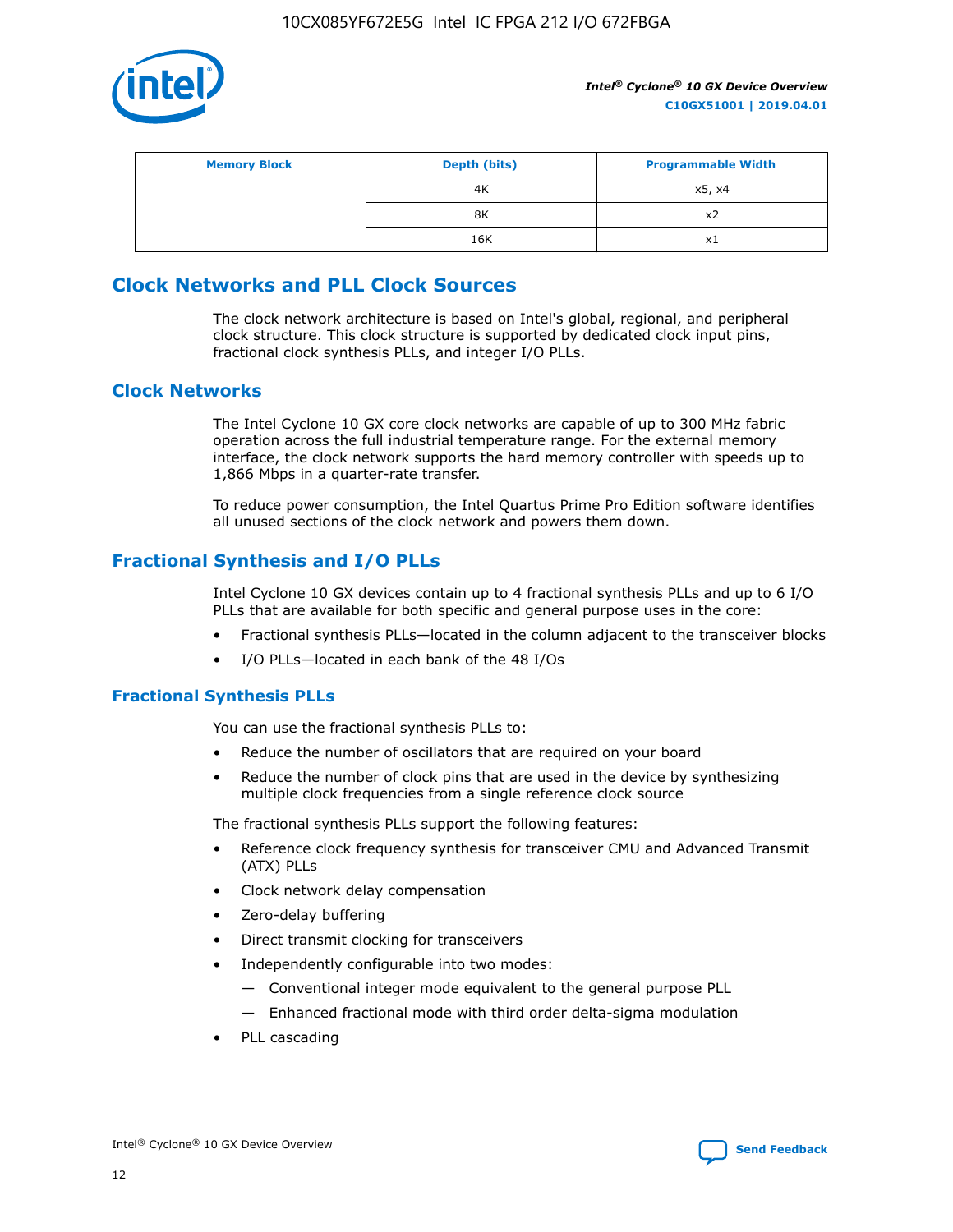| Memory Block | Depth (bits) | Programmable Width |
| --- | --- | --- |
| | 4K | x5, x4 |
| | 8K | x2 |
| | 16K | x1 |

## Clock Networks and PLL Clock Sources

The clock network architecture is based on Intel's global, regional, and peripheral clock structure. This clock structure is supported by dedicated clock input pins, fractional clock synthesis PLLs, and integer I/O PLLs.

## Clock Networks

The Intel Cyclone 10 GX core clock networks are capable of up to 300 MHz fabric operation across the full industrial temperature range. For the external memory interface, the clock network supports the hard memory controller with speeds up to 1,866 Mbps in a quarter-rate transfer.

To reduce power consumption, the Intel Quartus Prime Pro Edition software identifies all unused sections of the clock network and powers them down.

## Fractional Synthesis and I/O PLLs

Intel Cyclone 10 GX devices contain up to 4 fractional synthesis PLLs and up to 6 I/O PLLs that are available for both specific and general purpose uses in the core:

- Fractional synthesis PLLs—located in the column adjacent to the transceiver blocks
- I/O PLLs—located in each bank of the 48 I/Os

## Fractional Synthesis PLLs

You can use the fractional synthesis PLLs to:

- Reduce the number of oscillators that are required on your board
- Reduce the number of clock pins that are used in the device by synthesizing multiple clock frequencies from a single reference clock source

The fractional synthesis PLLs support the following features:

- Reference clock frequency synthesis for transceiver CMU and Advanced Transmit (ATX) PLLs
- Clock network delay compensation
- Zero-delay buffering
- Direct transmit clocking for transceivers
- Independently configurable into two modes:
  - Conventional integer mode equivalent to the general purpose PLL
  - Enhanced fractional mode with third order delta-sigma modulation
- PLL cascading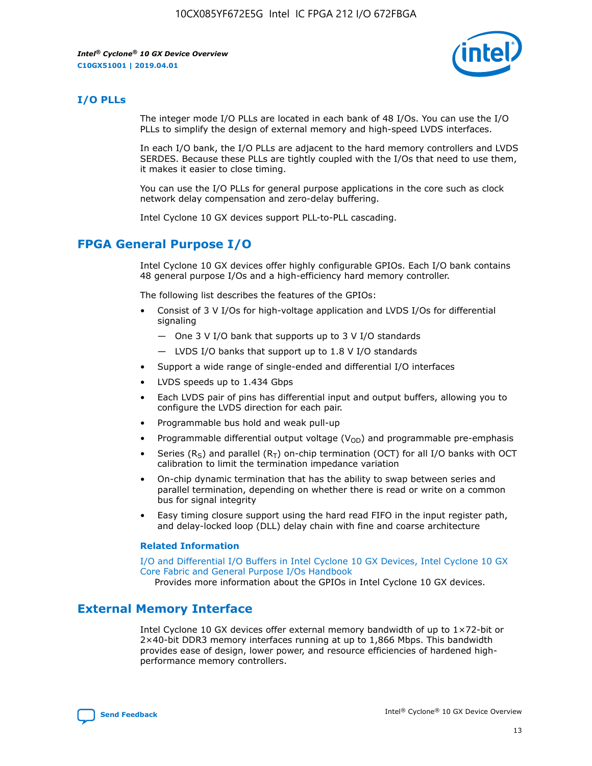## I/O PLLs

The integer mode I/O PLLs are located in each bank of 48 I/Os. You can use the I/O PLLs to simplify the design of external memory and high-speed LVDS interfaces.

In each I/O bank, the I/O PLLs are adjacent to the hard memory controllers and LVDS SERDES. Because these PLLs are tightly coupled with the I/Os that need to use them, it makes it easier to close timing.

You can use the I/O PLLs for general purpose applications in the core such as clock network delay compensation and zero-delay buffering.

Intel Cyclone 10 GX devices support PLL-to-PLL cascading.

## FPGA General Purpose I/O

Intel Cyclone 10 GX devices offer highly configurable GPIOs. Each I/O bank contains 48 general purpose I/Os and a high-efficiency hard memory controller.

The following list describes the features of the GPIOs:

- Consist of 3 V I/Os for high-voltage application and LVDS I/Os for differential signaling
  - — One 3 V I/O bank that supports up to 3 V I/O standards
  - — LVDS I/O banks that support up to 1.8 V I/O standards
- Support a wide range of single-ended and differential I/O interfaces
- LVDS speeds up to 1.434 Gbps
- Each LVDS pair of pins has differential input and output buffers, allowing you to configure the LVDS direction for each pair.
- Programmable bus hold and weak pull-up
- Programmable differential output voltage ($V_{OD}$) and programmable pre-emphasis
- Series ($R_S$) and parallel ($R_T$) on-chip termination (OCT) for all I/O banks with OCT calibration to limit the termination impedance variation
- On-chip dynamic termination that has the ability to swap between series and parallel termination, depending on whether there is read or write on a common bus for signal integrity
- Easy timing closure support using the hard read FIFO in the input register path, and delay-locked loop (DLL) delay chain with fine and coarse architecture

**Related Information**

I/O and Differential I/O Buffers in Intel Cyclone 10 GX Devices, Intel Cyclone 10 GX Core Fabric and General Purpose I/Os Handbook
Provides more information about the GPIOs in Intel Cyclone 10 GX devices.

## External Memory Interface

Intel Cyclone 10 GX devices offer external memory bandwidth of up to 1×72-bit or 2×40-bit DDR3 memory interfaces running at up to 1,866 Mbps. This bandwidth provides ease of design, lower power, and resource efficiencies of hardened high-performance memory controllers.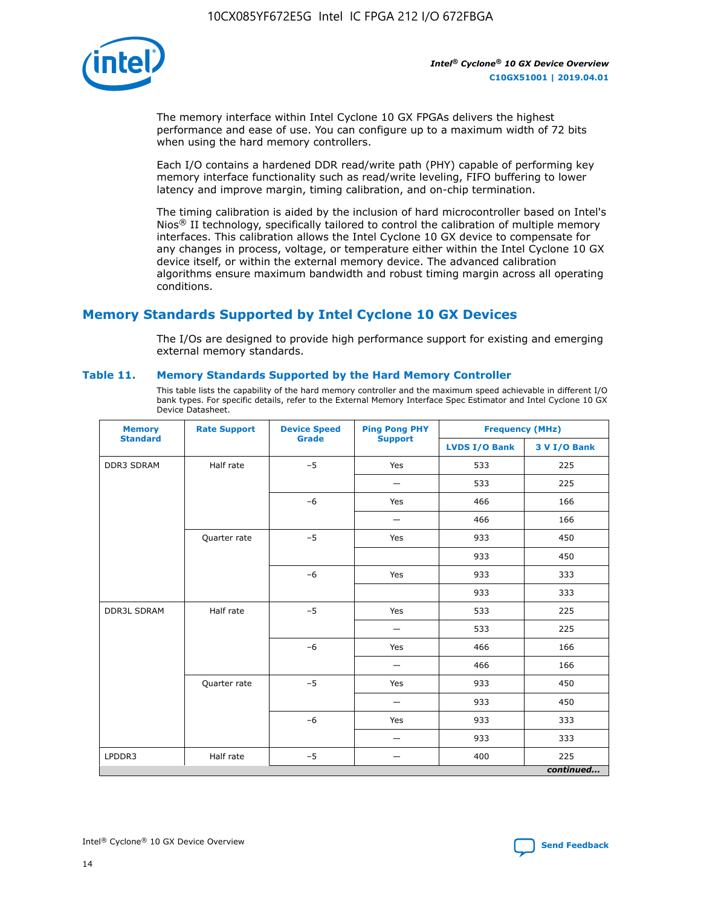The memory interface within Intel Cyclone 10 GX FPGAs delivers the highest performance and ease of use. You can configure up to a maximum width of 72 bits when using the hard memory controllers.

Each I/O contains a hardened DDR read/write path (PHY) capable of performing key memory interface functionality such as read/write leveling, FIFO buffering to lower latency and improve margin, timing calibration, and on-chip termination.

The timing calibration is aided by the inclusion of hard microcontroller based on Intel's Nios® II technology, specifically tailored to control the calibration of multiple memory interfaces. This calibration allows the Intel Cyclone 10 GX device to compensate for any changes in process, voltage, or temperature either within the Intel Cyclone 10 GX device itself, or within the external memory device. The advanced calibration algorithms ensure maximum bandwidth and robust timing margin across all operating conditions.

## Memory Standards Supported by Intel Cyclone 10 GX Devices

The I/Os are designed to provide high performance support for existing and emerging external memory standards.

### Table 11. Memory Standards Supported by the Hard Memory Controller

This table lists the capability of the hard memory controller and the maximum speed achievable in different I/O bank types. For specific details, refer to the External Memory Interface Spec Estimator and Intel Cyclone 10 GX Device Datasheet.

| Memory Standard | Rate Support | Device Speed Grade | Ping Pong PHY Support | Frequency (MHz) | |
|---|---|---|---|---|---|
| | | | | LVDS I/O Bank | 3 V I/O Bank |
| DDR3 SDRAM | Half rate | –5 | Yes | 533 | 225 |
| | | | — | 533 | 225 |
| | | –6 | Yes | 466 | 166 |
| | | | — | 466 | 166 |
| | Quarter rate | –5 | Yes | 933 | 450 |
| | | | | 933 | 450 |
| | | –6 | Yes | 933 | 333 |
| | | | | 933 | 333 |
| DDR3L SDRAM | Half rate | –5 | Yes | 533 | 225 |
| | | | — | 533 | 225 |
| | | –6 | Yes | 466 | 166 |
| | | | — | 466 | 166 |
| | Quarter rate | –5 | Yes | 933 | 450 |
| | | | — | 933 | 450 |
| | | –6 | Yes | 933 | 333 |
| | | | — | 933 | 333 |
| LPDDR3 | Half rate | –5 | — | 400 | 225 |

*continued...*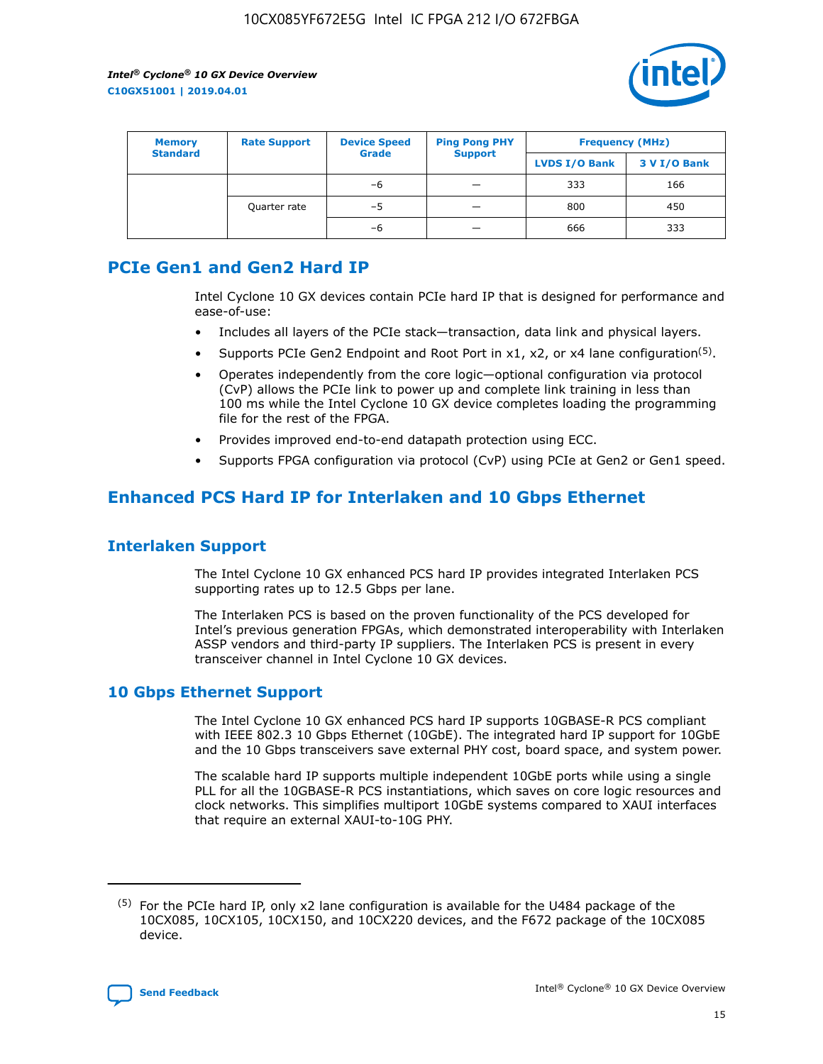| Memory Standard | Rate Support | Device Speed Grade | Ping Pong PHY Support | Frequency (MHz) | |
|---|---|---|---|---|---|
| | | | | LVDS I/O Bank | 3 V I/O Bank |
| | | –6 | — | 333 | 166 |
| | Quarter rate | –5 | — | 800 | 450 |
| | | –6 | — | 666 | 333 |

## PCIe Gen1 and Gen2 Hard IP

Intel Cyclone 10 GX devices contain PCIe hard IP that is designed for performance and ease-of-use:

- Includes all layers of the PCIe stack—transaction, data link and physical layers.
- Supports PCIe Gen2 Endpoint and Root Port in x1, x2, or x4 lane configuration[5].
- Operates independently from the core logic—optional configuration via protocol (CvP) allows the PCIe link to power up and complete link training in less than 100 ms while the Intel Cyclone 10 GX device completes loading the programming file for the rest of the FPGA.
- Provides improved end-to-end datapath protection using ECC.
- Supports FPGA configuration via protocol (CvP) using PCIe at Gen2 or Gen1 speed.

## Enhanced PCS Hard IP for Interlaken and 10 Gbps Ethernet

### Interlaken Support

The Intel Cyclone 10 GX enhanced PCS hard IP provides integrated Interlaken PCS supporting rates up to 12.5 Gbps per lane.

The Interlaken PCS is based on the proven functionality of the PCS developed for Intel's previous generation FPGAs, which demonstrated interoperability with Interlaken ASSP vendors and third-party IP suppliers. The Interlaken PCS is present in every transceiver channel in Intel Cyclone 10 GX devices.

### 10 Gbps Ethernet Support

The Intel Cyclone 10 GX enhanced PCS hard IP supports 10GBASE-R PCS compliant with IEEE 802.3 10 Gbps Ethernet (10GbE). The integrated hard IP support for 10GbE and the 10 Gbps transceivers save external PHY cost, board space, and system power.

The scalable hard IP supports multiple independent 10GbE ports while using a single PLL for all the 10GBASE-R PCS instantiations, which saves on core logic resources and clock networks. This simplifies multiport 10GbE systems compared to XAUI interfaces that require an external XAUI-to-10G PHY.

[5] For the PCIe hard IP, only x2 lane configuration is available for the U484 package of the 10CX085, 10CX105, 10CX150, and 10CX220 devices, and the F672 package of the 10CX085 device.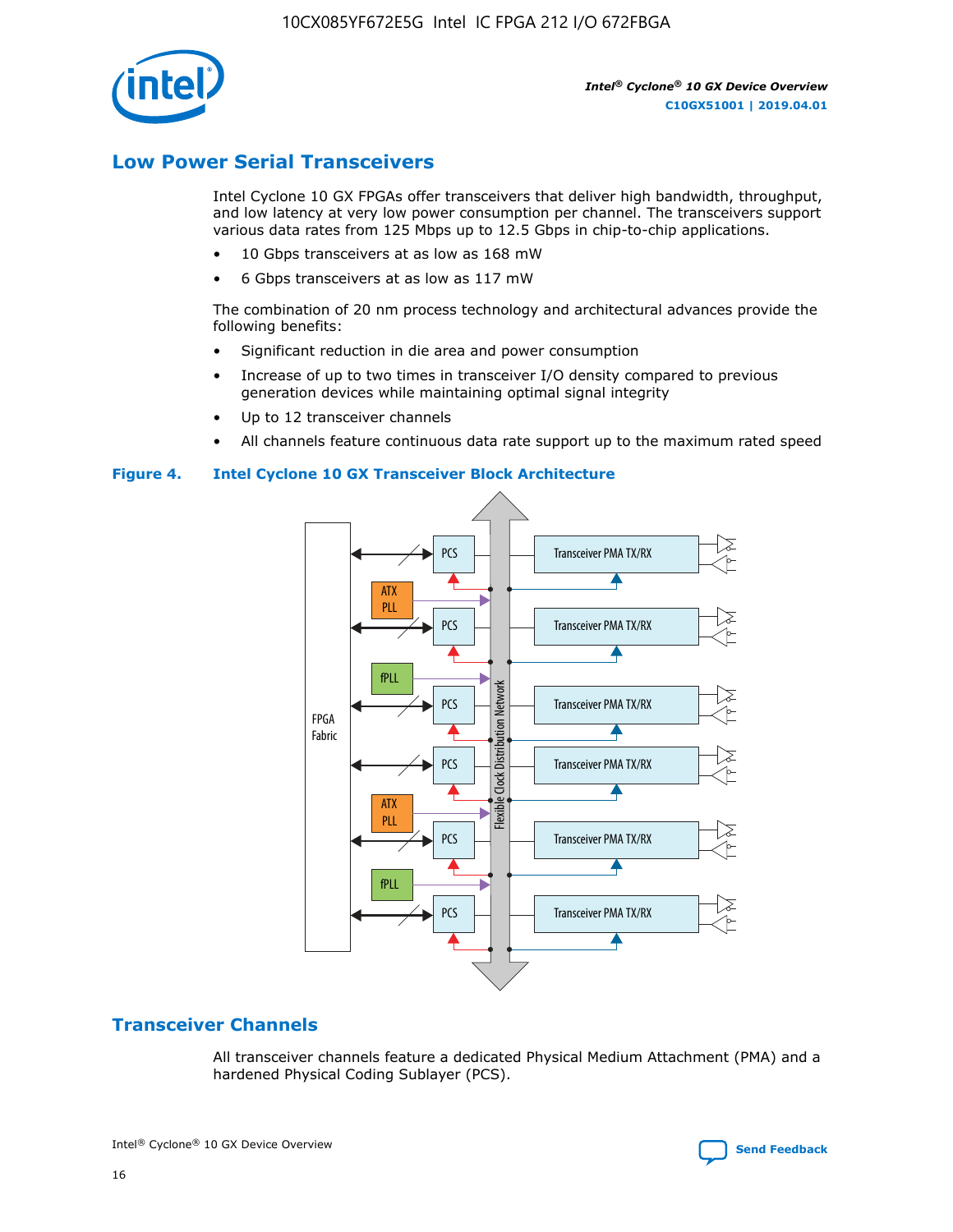## Low Power Serial Transceivers

Intel Cyclone 10 GX FPGAs offer transceivers that deliver high bandwidth, throughput, and low latency at very low power consumption per channel. The transceivers support various data rates from 125 Mbps up to 12.5 Gbps in chip-to-chip applications.

- 10 Gbps transceivers at as low as 168 mW
- 6 Gbps transceivers at as low as 117 mW

The combination of 20 nm process technology and architectural advances provide the following benefits:

- Significant reduction in die area and power consumption
- Increase of up to two times in transceiver I/O density compared to previous generation devices while maintaining optimal signal integrity
- Up to 12 transceiver channels
- All channels feature continuous data rate support up to the maximum rated speed

**Figure 4. Intel Cyclone 10 GX Transceiver Block Architecture**

## Transceiver Channels

All transceiver channels feature a dedicated Physical Medium Attachment (PMA) and a hardened Physical Coding Sublayer (PCS).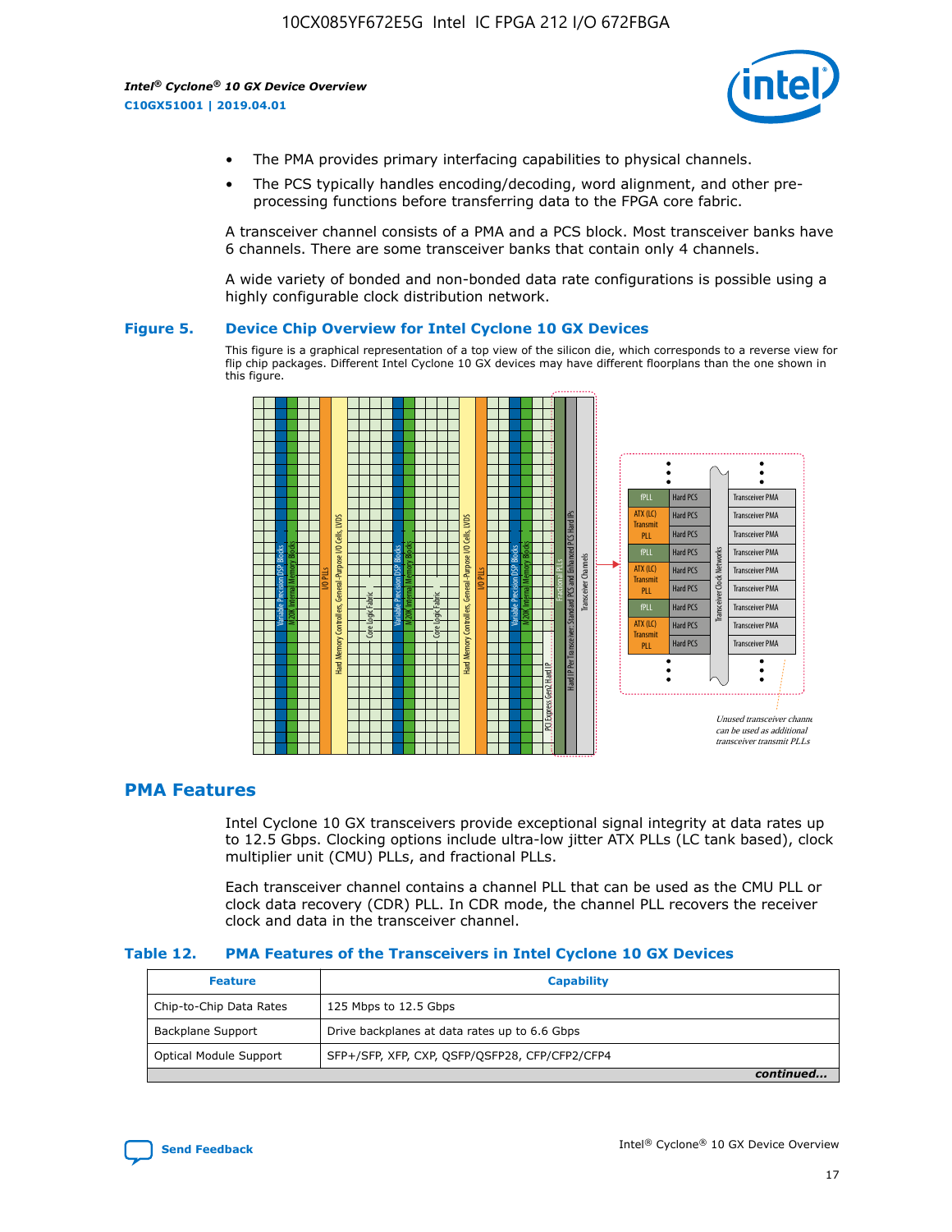- The PMA provides primary interfacing capabilities to physical channels.
- The PCS typically handles encoding/decoding, word alignment, and other pre-processing functions before transferring data to the FPGA core fabric.

A transceiver channel consists of a PMA and a PCS block. Most transceiver banks have 6 channels. There are some transceiver banks that contain only 4 channels.

A wide variety of bonded and non-bonded data rate configurations is possible using a highly configurable clock distribution network.

**Figure 5. Device Chip Overview for Intel Cyclone 10 GX Devices**

This figure is a graphical representation of a top view of the silicon die, which corresponds to a reverse view for flip chip packages. Different Intel Cyclone 10 GX devices may have different floorplans than the one shown in this figure.

## PMA Features

Intel Cyclone 10 GX transceivers provide exceptional signal integrity at data rates up to 12.5 Gbps. Clocking options include ultra-low jitter ATX PLLs (LC tank based), clock multiplier unit (CMU) PLLs, and fractional PLLs.

Each transceiver channel contains a channel PLL that can be used as the CMU PLL or clock data recovery (CDR) PLL. In CDR mode, the channel PLL recovers the receiver clock and data in the transceiver channel.

**Table 12. PMA Features of the Transceivers in Intel Cyclone 10 GX Devices**

| Feature | Capability |
| --- | --- |
| Chip-to-Chip Data Rates | 125 Mbps to 12.5 Gbps |
| Backplane Support | Drive backplanes at data rates up to 6.6 Gbps |
| Optical Module Support | SFP+/SFP, XFP, CXP, QSFP/QSFP28, CFP/CFP2/CFP4 |

*continued...*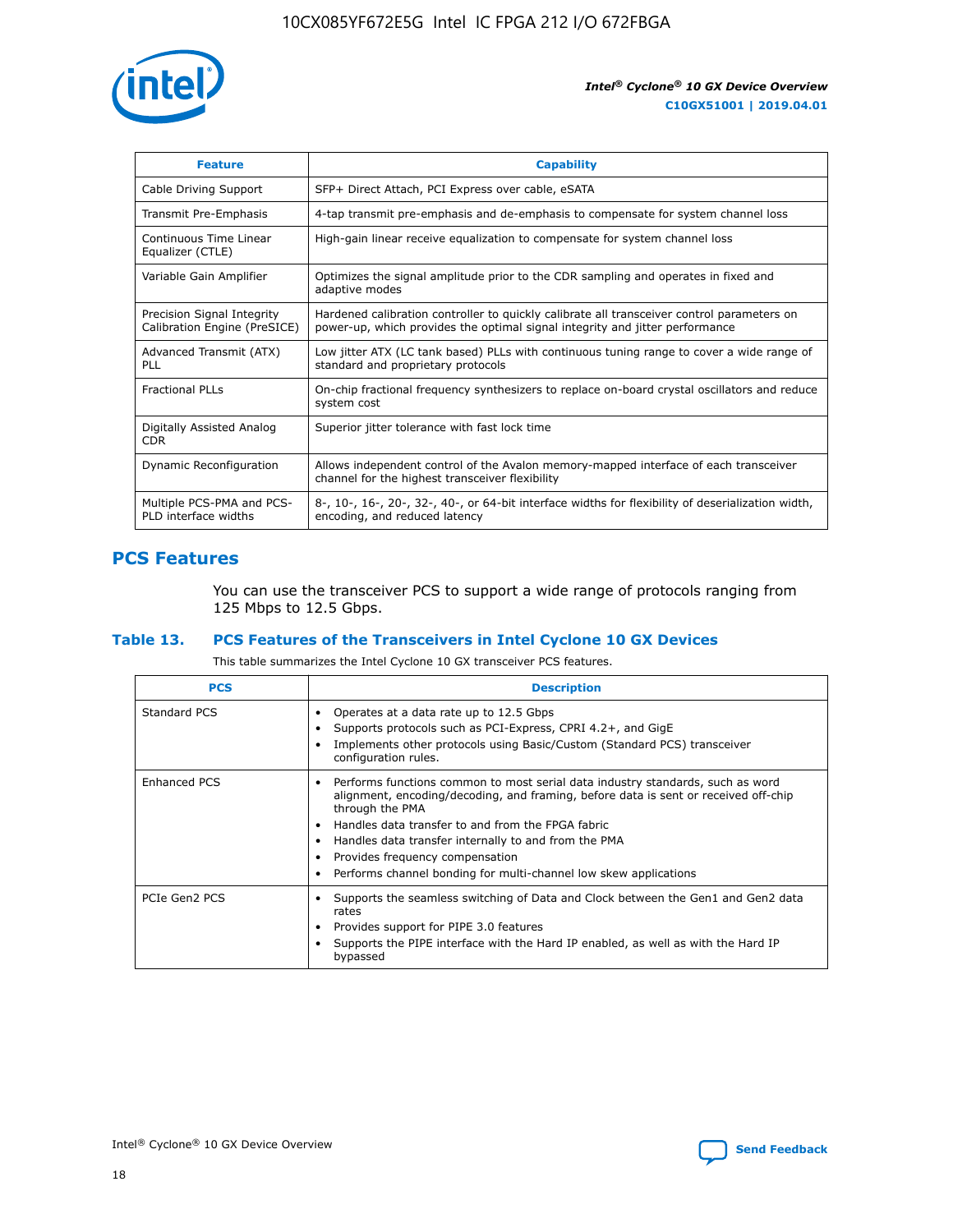| Feature | Capability |
|---|---|
| Cable Driving Support | SFP+ Direct Attach, PCI Express over cable, eSATA |
| Transmit Pre-Emphasis | 4-tap transmit pre-emphasis and de-emphasis to compensate for system channel loss |
| Continuous Time Linear Equalizer (CTLE) | High-gain linear receive equalization to compensate for system channel loss |
| Variable Gain Amplifier | Optimizes the signal amplitude prior to the CDR sampling and operates in fixed and adaptive modes |
| Precision Signal Integrity Calibration Engine (PreSICE) | Hardened calibration controller to quickly calibrate all transceiver control parameters on power-up, which provides the optimal signal integrity and jitter performance |
| Advanced Transmit (ATX) PLL | Low jitter ATX (LC tank based) PLLs with continuous tuning range to cover a wide range of standard and proprietary protocols |
| Fractional PLLs | On-chip fractional frequency synthesizers to replace on-board crystal oscillators and reduce system cost |
| Digitally Assisted Analog CDR | Superior jitter tolerance with fast lock time |
| Dynamic Reconfiguration | Allows independent control of the Avalon memory-mapped interface of each transceiver channel for the highest transceiver flexibility |
| Multiple PCS-PMA and PCS-PLD interface widths | 8-, 10-, 16-, 20-, 32-, 40-, or 64-bit interface widths for flexibility of deserialization width, encoding, and reduced latency |

## PCS Features

You can use the transceiver PCS to support a wide range of protocols ranging from 125 Mbps to 12.5 Gbps.

### Table 13. PCS Features of the Transceivers in Intel Cyclone 10 GX Devices

This table summarizes the Intel Cyclone 10 GX transceiver PCS features.

| PCS | Description |
|---|---|
| Standard PCS | • Operates at a data rate up to 12.5 Gbps<br>• Supports protocols such as PCI-Express, CPRI 4.2+, and GigE<br>• Implements other protocols using Basic/Custom (Standard PCS) transceiver configuration rules. |
| Enhanced PCS | • Performs functions common to most serial data industry standards, such as word alignment, encoding/decoding, and framing, before data is sent or received off-chip through the PMA<br>• Handles data transfer to and from the FPGA fabric<br>• Handles data transfer internally to and from the PMA<br>• Provides frequency compensation<br>• Performs channel bonding for multi-channel low skew applications |
| PCIe Gen2 PCS | • Supports the seamless switching of Data and Clock between the Gen1 and Gen2 data rates<br>• Provides support for PIPE 3.0 features<br>• Supports the PIPE interface with the Hard IP enabled, as well as with the Hard IP bypassed |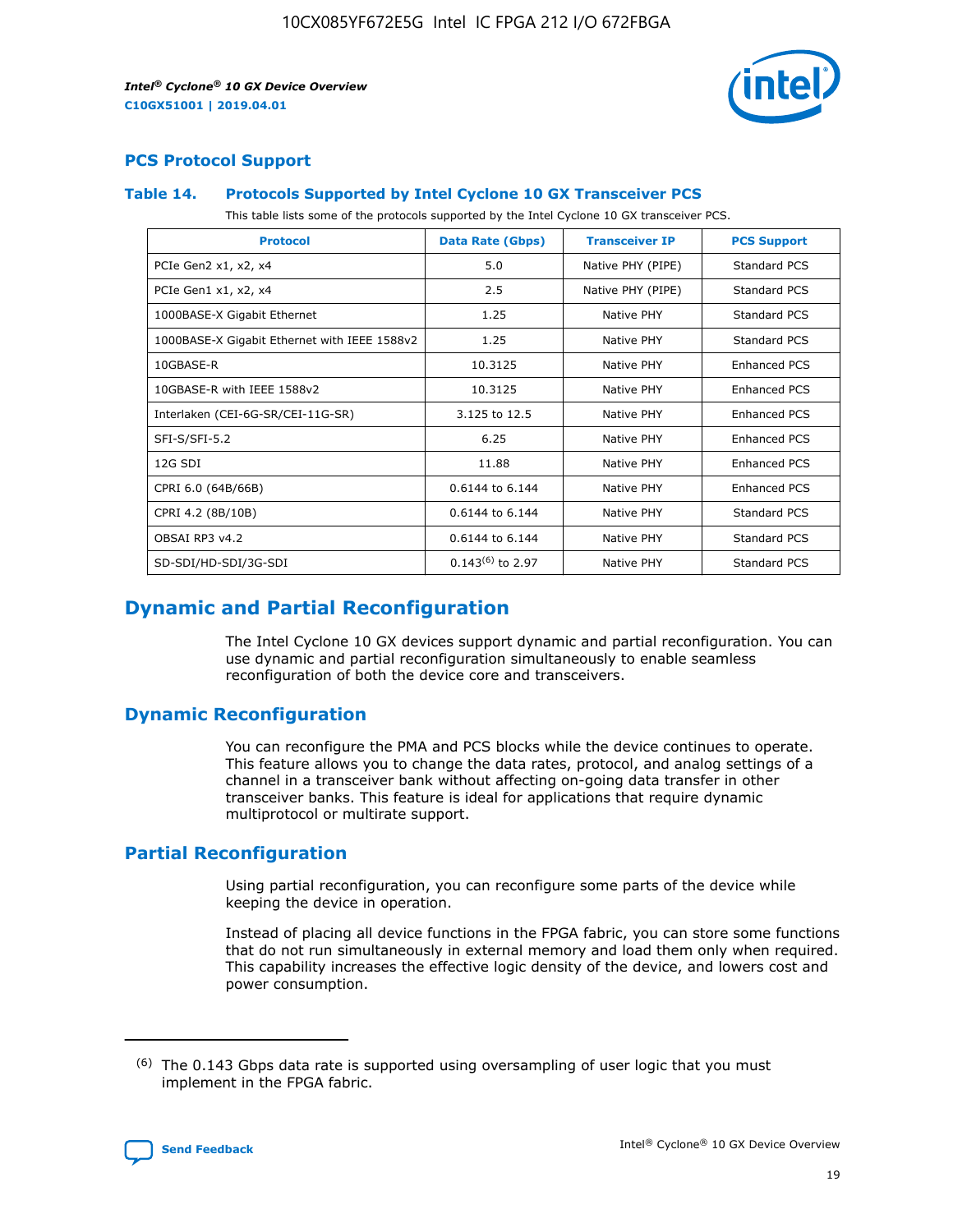## PCS Protocol Support

### Table 14. Protocols Supported by Intel Cyclone 10 GX Transceiver PCS

This table lists some of the protocols supported by the Intel Cyclone 10 GX transceiver PCS.

| Protocol | Data Rate (Gbps) | Transceiver IP | PCS Support |
|---|---|---|---|
| PCIe Gen2 x1, x2, x4 | 5.0 | Native PHY (PIPE) | Standard PCS |
| PCIe Gen1 x1, x2, x4 | 2.5 | Native PHY (PIPE) | Standard PCS |
| 1000BASE-X Gigabit Ethernet | 1.25 | Native PHY | Standard PCS |
| 1000BASE-X Gigabit Ethernet with IEEE 1588v2 | 1.25 | Native PHY | Standard PCS |
| 10GBASE-R | 10.3125 | Native PHY | Enhanced PCS |
| 10GBASE-R with IEEE 1588v2 | 10.3125 | Native PHY | Enhanced PCS |
| Interlaken (CEI-6G-SR/CEI-11G-SR) | 3.125 to 12.5 | Native PHY | Enhanced PCS |
| SFI-S/SFI-5.2 | 6.25 | Native PHY | Enhanced PCS |
| 12G SDI | 11.88 | Native PHY | Enhanced PCS |
| CPRI 6.0 (64B/66B) | 0.6144 to 6.144 | Native PHY | Enhanced PCS |
| CPRI 4.2 (8B/10B) | 0.6144 to 6.144 | Native PHY | Standard PCS |
| OBSAI RP3 v4.2 | 0.6144 to 6.144 | Native PHY | Standard PCS |
| SD-SDI/HD-SDI/3G-SDI | 0.143[(6)] to 2.97 | Native PHY | Standard PCS |

# Dynamic and Partial Reconfiguration

The Intel Cyclone 10 GX devices support dynamic and partial reconfiguration. You can use dynamic and partial reconfiguration simultaneously to enable seamless reconfiguration of both the device core and transceivers.

## Dynamic Reconfiguration

You can reconfigure the PMA and PCS blocks while the device continues to operate. This feature allows you to change the data rates, protocol, and analog settings of a channel in a transceiver bank without affecting on-going data transfer in other transceiver banks. This feature is ideal for applications that require dynamic multiprotocol or multirate support.

## Partial Reconfiguration

Using partial reconfiguration, you can reconfigure some parts of the device while keeping the device in operation.

Instead of placing all device functions in the FPGA fabric, you can store some functions that do not run simultaneously in external memory and load them only when required. This capability increases the effective logic density of the device, and lowers cost and power consumption.

(6) The 0.143 Gbps data rate is supported using oversampling of user logic that you must implement in the FPGA fabric.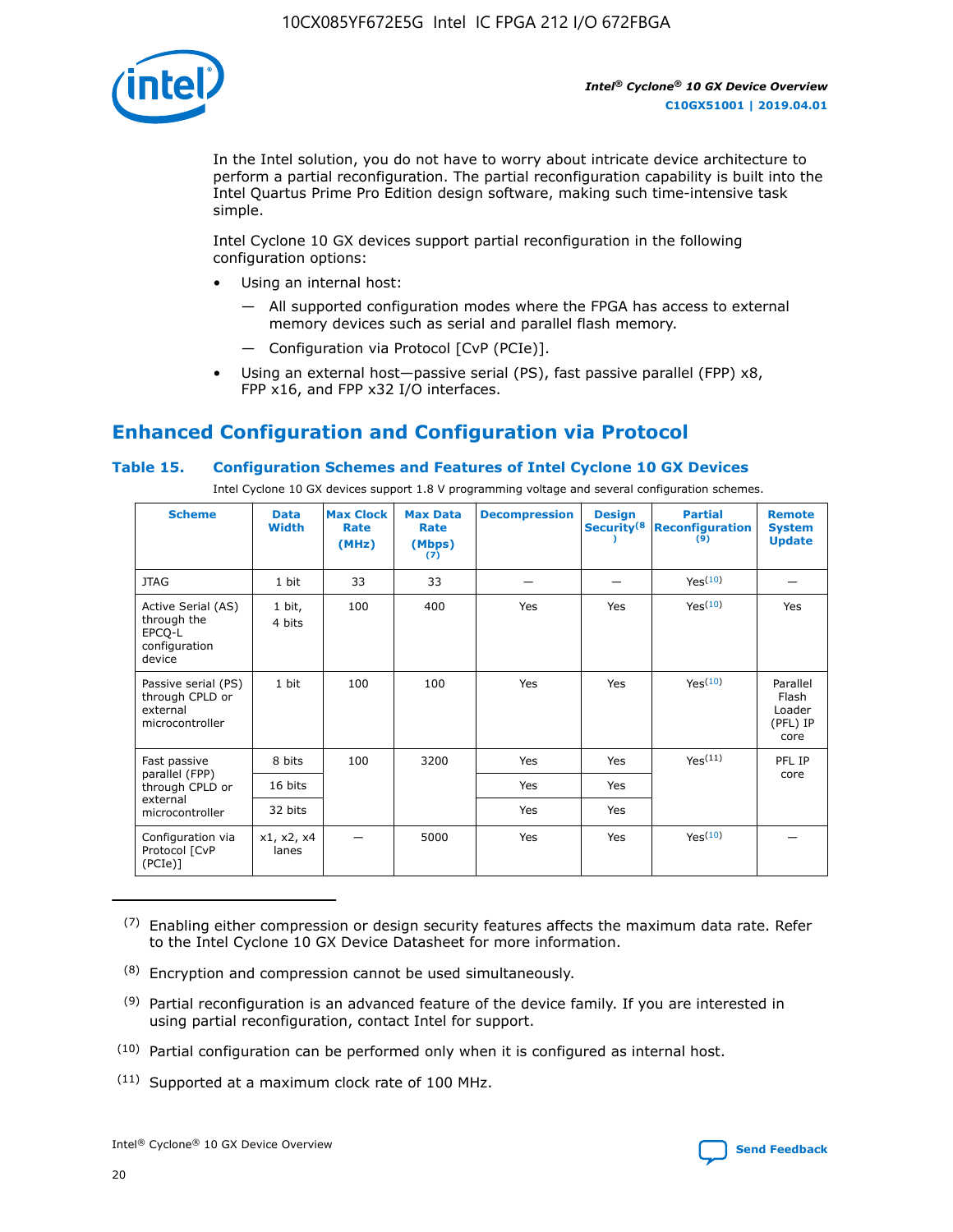In the Intel solution, you do not have to worry about intricate device architecture to perform a partial reconfiguration. The partial reconfiguration capability is built into the Intel Quartus Prime Pro Edition design software, making such time-intensive task simple.

Intel Cyclone 10 GX devices support partial reconfiguration in the following configuration options:

- Using an internal host:
  - All supported configuration modes where the FPGA has access to external memory devices such as serial and parallel flash memory.
  - Configuration via Protocol [CvP (PCIe)].
- Using an external host—passive serial (PS), fast passive parallel (FPP) x8, FPP x16, and FPP x32 I/O interfaces.

## Enhanced Configuration and Configuration via Protocol

### Table 15. Configuration Schemes and Features of Intel Cyclone 10 GX Devices

Intel Cyclone 10 GX devices support 1.8 V programming voltage and several configuration schemes.

| Scheme | Data Width | Max Clock Rate (MHz) | Max Data Rate (Mbps) (7) | Decompression | Design Security (8) | Partial Reconfiguration (9) | Remote System Update |
|---|---|---|---|---|---|---|---|
| JTAG | 1 bit | 33 | 33 | — | — | Yes(10) | — |
| Active Serial (AS) through the EPCQ-L configuration device | 1 bit, 4 bits | 100 | 400 | Yes | Yes | Yes(10) | Yes |
| Passive serial (PS) through CPLD or external microcontroller | 1 bit | 100 | 100 | Yes | Yes | Yes(10) | Parallel Flash Loader (PFL) IP core |
| Fast passive parallel (FPP) through CPLD or external microcontroller | 8 bits | 100 | 3200 | Yes | Yes | Yes(11) | PFL IP core |
| | 16 bits | | | Yes | Yes | | |
| | 32 bits | | | Yes | Yes | | |
| Configuration via Protocol [CvP (PCIe)] | x1, x2, x4 lanes | — | 5000 | Yes | Yes | Yes(10) | — |

(7) Enabling either compression or design security features affects the maximum data rate. Refer to the Intel Cyclone 10 GX Device Datasheet for more information.

(8) Encryption and compression cannot be used simultaneously.

(9) Partial reconfiguration is an advanced feature of the device family. If you are interested in using partial reconfiguration, contact Intel for support.

(10) Partial configuration can be performed only when it is configured as internal host.

(11) Supported at a maximum clock rate of 100 MHz.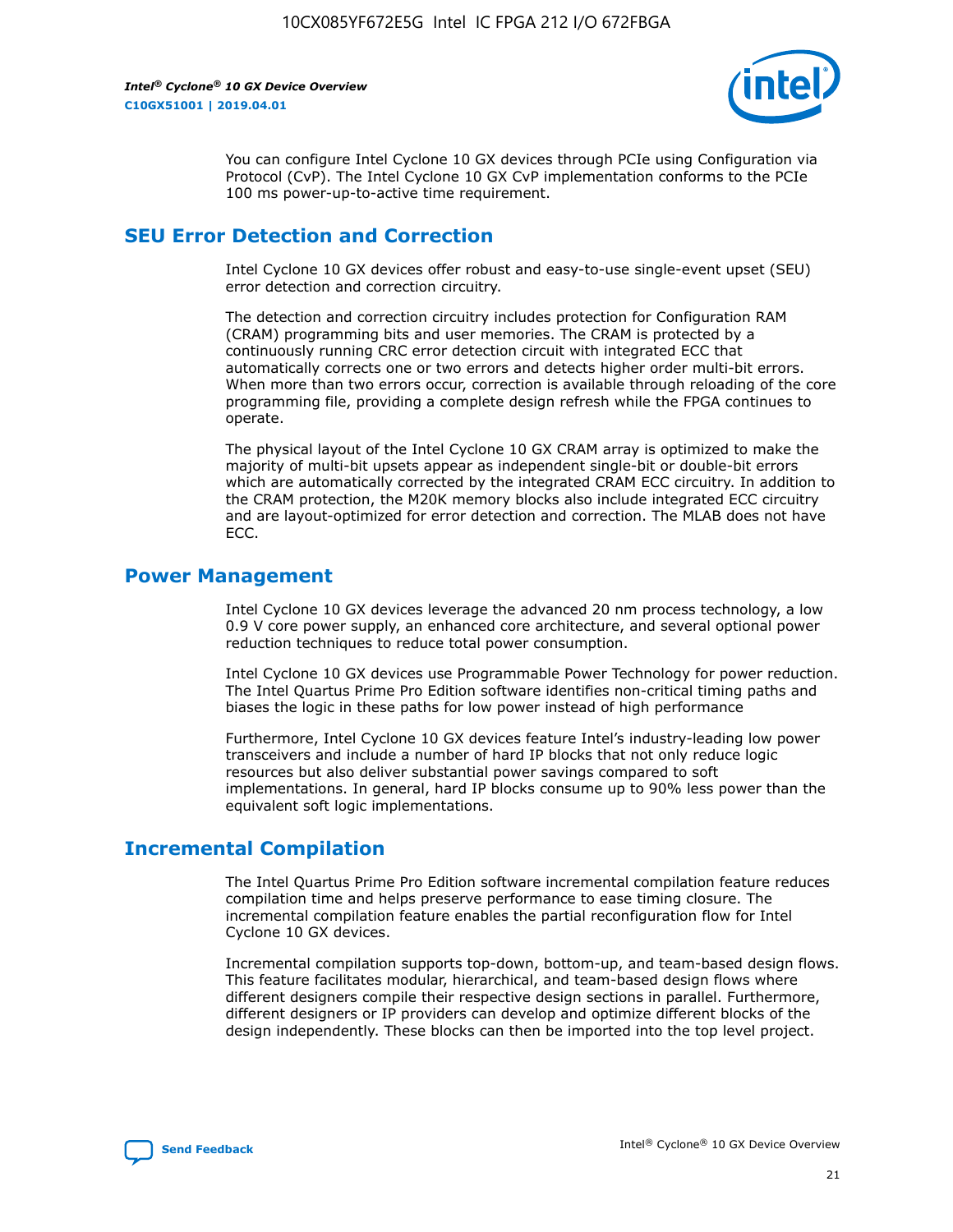You can configure Intel Cyclone 10 GX devices through PCIe using Configuration via Protocol (CvP). The Intel Cyclone 10 GX CvP implementation conforms to the PCIe 100 ms power-up-to-active time requirement.

## SEU Error Detection and Correction

Intel Cyclone 10 GX devices offer robust and easy-to-use single-event upset (SEU) error detection and correction circuitry.

The detection and correction circuitry includes protection for Configuration RAM (CRAM) programming bits and user memories. The CRAM is protected by a continuously running CRC error detection circuit with integrated ECC that automatically corrects one or two errors and detects higher order multi-bit errors. When more than two errors occur, correction is available through reloading of the core programming file, providing a complete design refresh while the FPGA continues to operate.

The physical layout of the Intel Cyclone 10 GX CRAM array is optimized to make the majority of multi-bit upsets appear as independent single-bit or double-bit errors which are automatically corrected by the integrated CRAM ECC circuitry. In addition to the CRAM protection, the M20K memory blocks also include integrated ECC circuitry and are layout-optimized for error detection and correction. The MLAB does not have ECC.

## Power Management

Intel Cyclone 10 GX devices leverage the advanced 20 nm process technology, a low 0.9 V core power supply, an enhanced core architecture, and several optional power reduction techniques to reduce total power consumption.

Intel Cyclone 10 GX devices use Programmable Power Technology for power reduction. The Intel Quartus Prime Pro Edition software identifies non-critical timing paths and biases the logic in these paths for low power instead of high performance

Furthermore, Intel Cyclone 10 GX devices feature Intel's industry-leading low power transceivers and include a number of hard IP blocks that not only reduce logic resources but also deliver substantial power savings compared to soft implementations. In general, hard IP blocks consume up to 90% less power than the equivalent soft logic implementations.

## Incremental Compilation

The Intel Quartus Prime Pro Edition software incremental compilation feature reduces compilation time and helps preserve performance to ease timing closure. The incremental compilation feature enables the partial reconfiguration flow for Intel Cyclone 10 GX devices.

Incremental compilation supports top-down, bottom-up, and team-based design flows. This feature facilitates modular, hierarchical, and team-based design flows where different designers compile their respective design sections in parallel. Furthermore, different designers or IP providers can develop and optimize different blocks of the design independently. These blocks can then be imported into the top level project.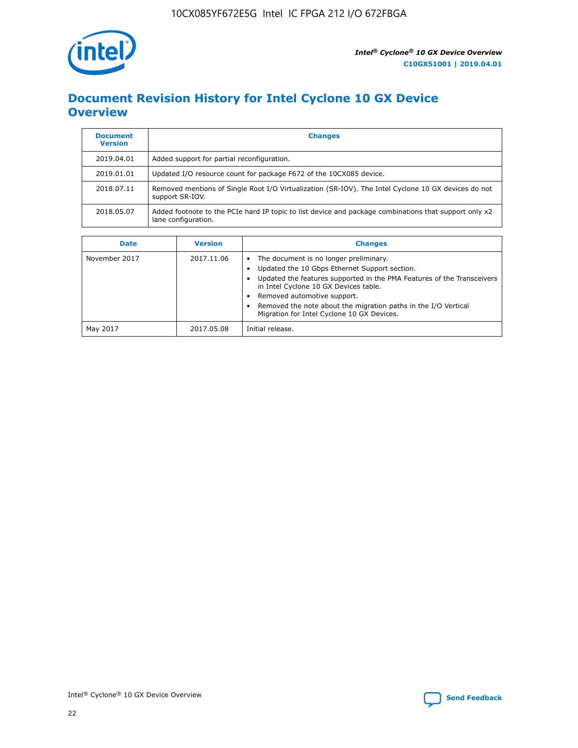# Document Revision History for Intel Cyclone 10 GX Device Overview

| Document Version | Changes |
| --- | --- |
| 2019.04.01 | Added support for partial reconfiguration. |
| 2019.01.01 | Updated I/O resource count for package F672 of the 10CX085 device. |
| 2018.07.11 | Removed mentions of Single Root I/O Virtualization (SR-IOV). The Intel Cyclone 10 GX devices do not support SR-IOV. |
| 2018.05.07 | Added footnote to the PCIe hard IP topic to list device and package combinations that support only x2 lane configuration. |

| Date | Version | Changes |
| --- | --- | --- |
| November 2017 | 2017.11.06 | • The document is no longer preliminary.<br>• Updated the 10 Gbps Ethernet Support section.<br>• Updated the features supported in the PMA Features of the Transceivers in Intel Cyclone 10 GX Devices table.<br>• Removed automotive support.<br>• Removed the note about the migration paths in the I/O Vertical Migration for Intel Cyclone 10 GX Devices. |
| May 2017 | 2017.05.08 | Initial release. |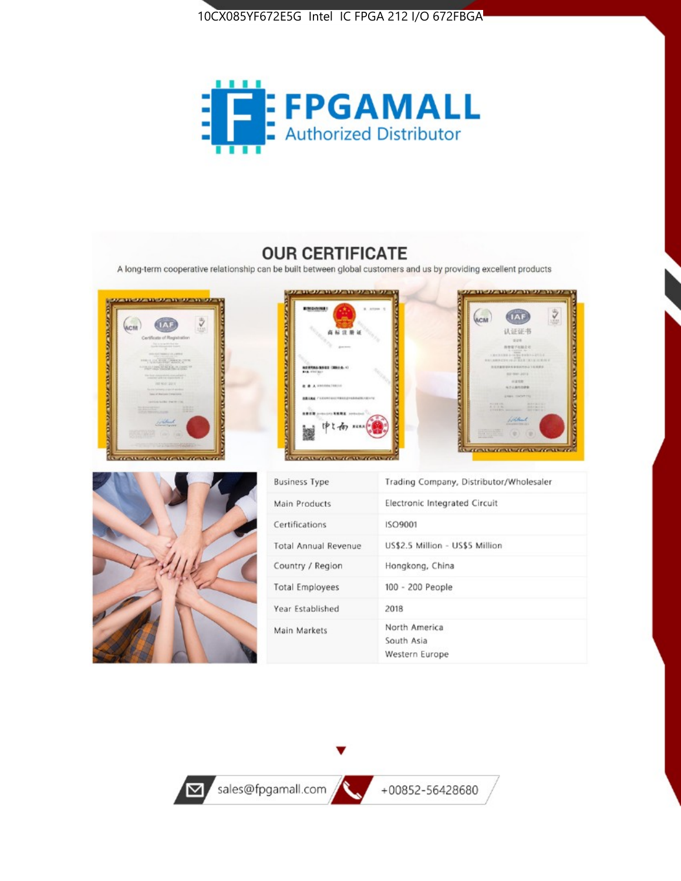FPGAMALL
Authorized Distributor

## OUR CERTIFICATE

A long-term cooperative relationship can be built between global customers and us by providing excellent products

| | |
|---|---|
| Business Type | Trading Company, Distributor/Wholesaler |
| Main Products | Electronic Integrated Circuit |
| Certifications | ISO9001 |
| Total Annual Revenue | US$2.5 Million - US$5 Million |
| Country / Region | Hongkong, China |
| Total Employees | 100 - 200 People |
| Year Established | 2018 |
| Main Markets | North America<br>South Asia<br>Western Europe |

sales@fpgamall.com

+00852-56428680